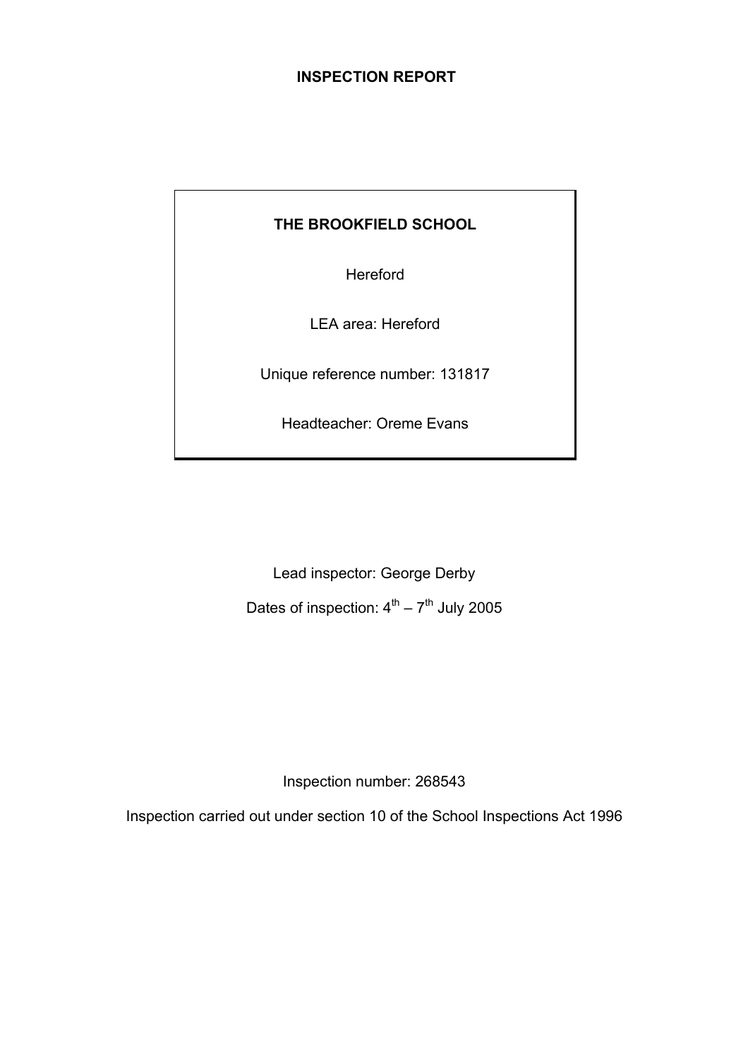# INSPECTION REPORT

**THE BROOKFIELD SCHOOL**

Hereford

LEA area: Hereford

Unique reference number: 131817

Headteacher: Oreme Evans

Lead inspector: George Derby

Dates of inspection: 4th – 7th July 2005

Inspection number: 268543

Inspection carried out under section 10 of the School Inspections Act 1996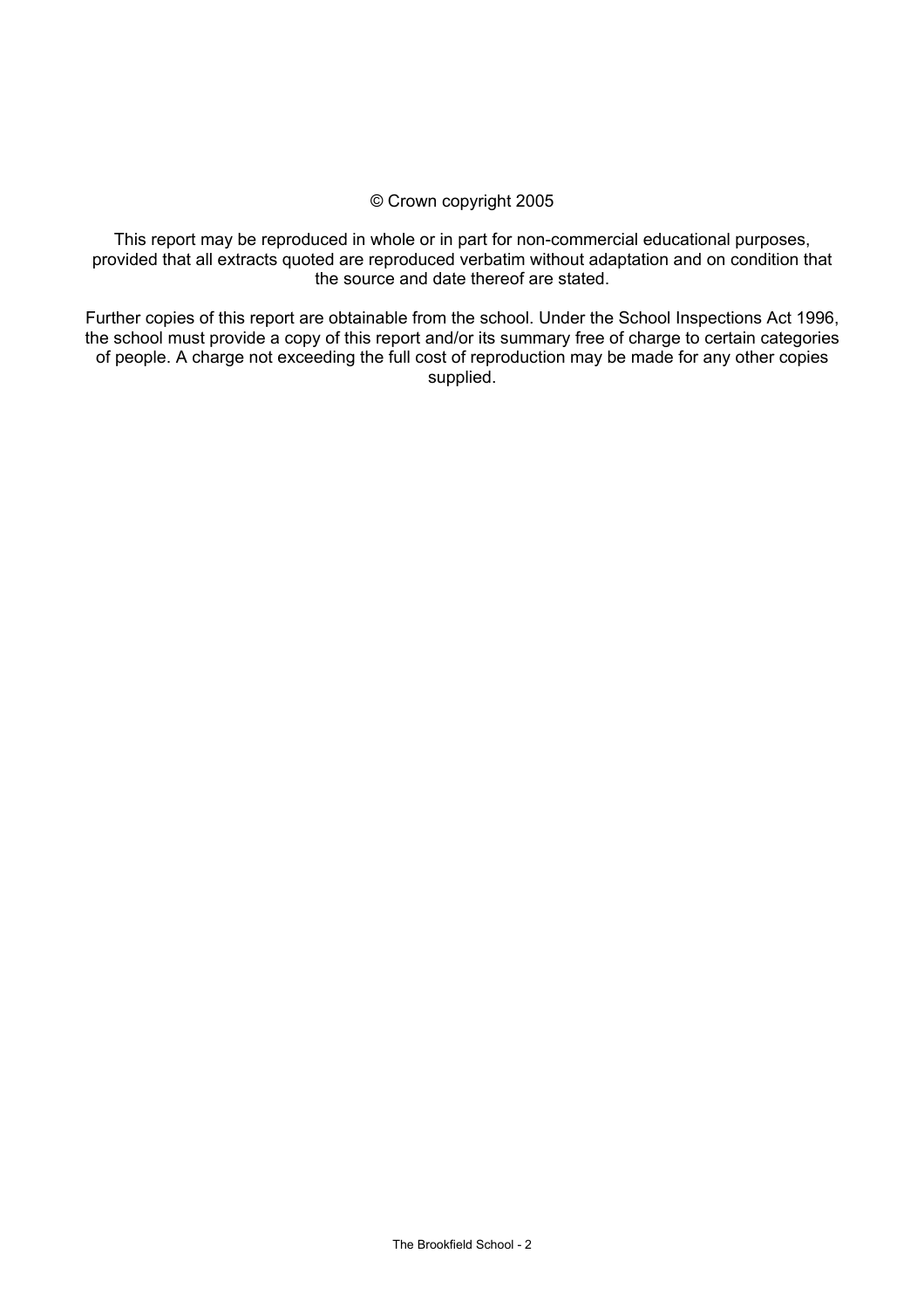© Crown copyright 2005

This report may be reproduced in whole or in part for non-commercial educational purposes, provided that all extracts quoted are reproduced verbatim without adaptation and on condition that the source and date thereof are stated.

Further copies of this report are obtainable from the school. Under the School Inspections Act 1996, the school must provide a copy of this report and/or its summary free of charge to certain categories of people. A charge not exceeding the full cost of reproduction may be made for any other copies supplied.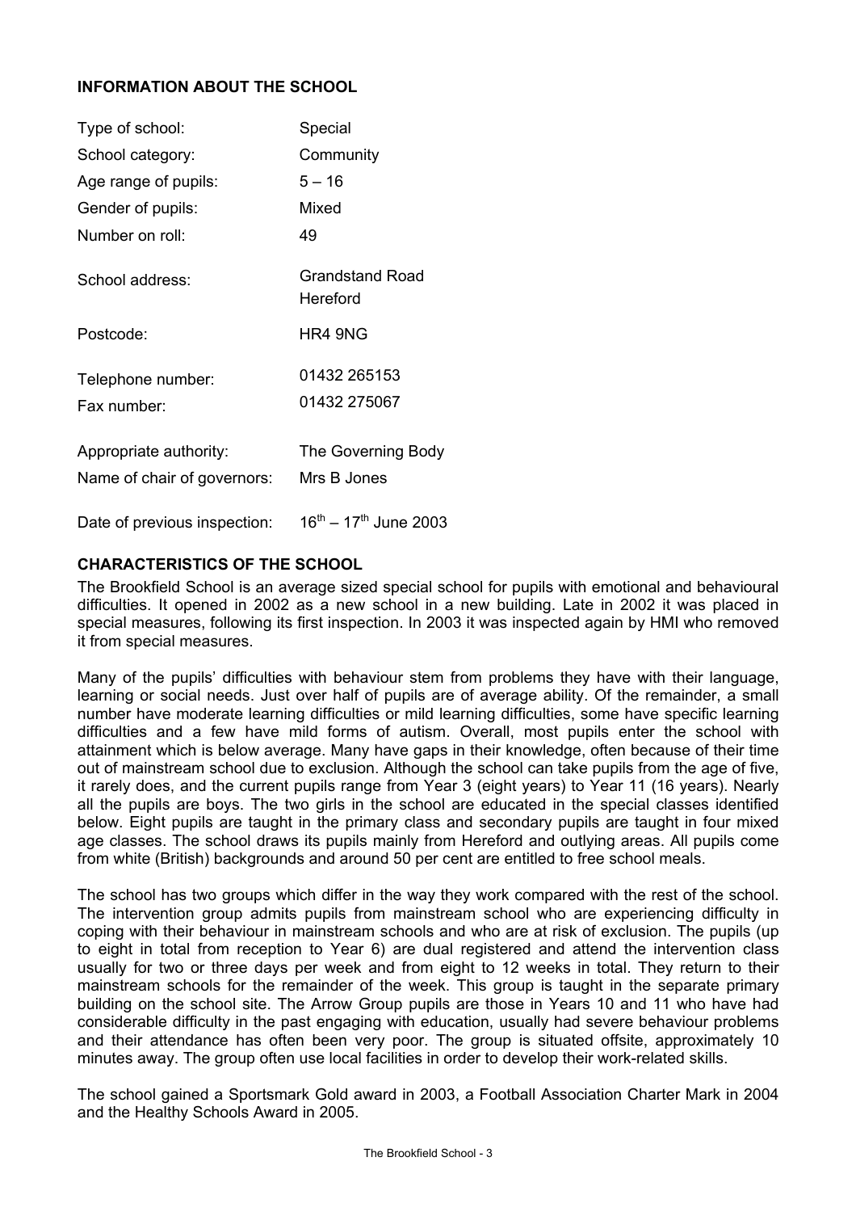## INFORMATION ABOUT THE SCHOOL

| | |
|---|---|
| Type of school: | Special |
| School category: | Community |
| Age range of pupils: | 5 – 16 |
| Gender of pupils: | Mixed |
| Number on roll: | 49 |
| School address: | Grandstand Road<br>Hereford |
| Postcode: | HR4 9NG |
| Telephone number: | 01432 265153 |
| Fax number: | 01432 275067 |
| Appropriate authority: | The Governing Body |
| Name of chair of governors: | Mrs B Jones |
| Date of previous inspection: | 16th – 17th June 2003 |

## CHARACTERISTICS OF THE SCHOOL

The Brookfield School is an average sized special school for pupils with emotional and behavioural difficulties. It opened in 2002 as a new school in a new building. Late in 2002 it was placed in special measures, following its first inspection. In 2003 it was inspected again by HMI who removed it from special measures.

Many of the pupils' difficulties with behaviour stem from problems they have with their language, learning or social needs. Just over half of pupils are of average ability. Of the remainder, a small number have moderate learning difficulties or mild learning difficulties, some have specific learning difficulties and a few have mild forms of autism. Overall, most pupils enter the school with attainment which is below average. Many have gaps in their knowledge, often because of their time out of mainstream school due to exclusion. Although the school can take pupils from the age of five, it rarely does, and the current pupils range from Year 3 (eight years) to Year 11 (16 years). Nearly all the pupils are boys. The two girls in the school are educated in the special classes identified below. Eight pupils are taught in the primary class and secondary pupils are taught in four mixed age classes. The school draws its pupils mainly from Hereford and outlying areas. All pupils come from white (British) backgrounds and around 50 per cent are entitled to free school meals.

The school has two groups which differ in the way they work compared with the rest of the school. The intervention group admits pupils from mainstream school who are experiencing difficulty in coping with their behaviour in mainstream schools and who are at risk of exclusion. The pupils (up to eight in total from reception to Year 6) are dual registered and attend the intervention class usually for two or three days per week and from eight to 12 weeks in total. They return to their mainstream schools for the remainder of the week. This group is taught in the separate primary building on the school site. The Arrow Group pupils are those in Years 10 and 11 who have had considerable difficulty in the past engaging with education, usually had severe behaviour problems and their attendance has often been very poor. The group is situated offsite, approximately 10 minutes away. The group often use local facilities in order to develop their work-related skills.

The school gained a Sportsmark Gold award in 2003, a Football Association Charter Mark in 2004 and the Healthy Schools Award in 2005.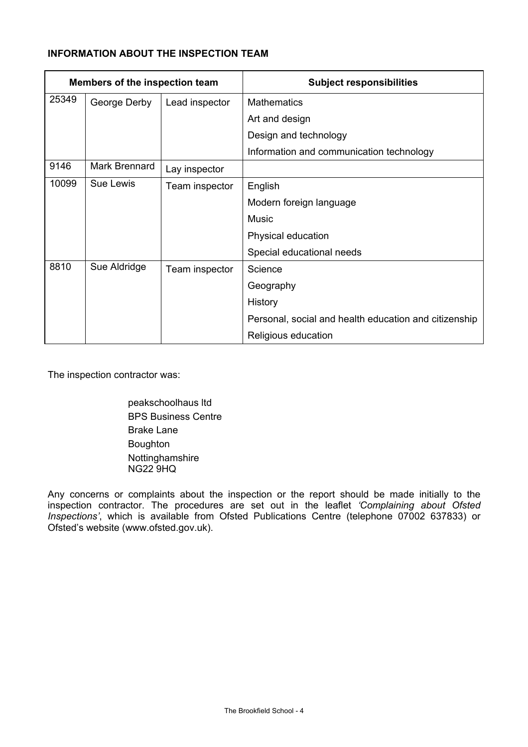**INFORMATION ABOUT THE INSPECTION TEAM**

| Members of the inspection team | | | Subject responsibilities |
|---|---|---|---|
| 25349 | George Derby | Lead inspector | Mathematics |
| | | | Art and design |
| | | | Design and technology |
| | | | Information and communication technology |
| 9146 | Mark Brennard | Lay inspector | |
| 10099 | Sue Lewis | Team inspector | English |
| | | | Modern foreign language |
| | | | Music |
| | | | Physical education |
| | | | Special educational needs |
| 8810 | Sue Aldridge | Team inspector | Science |
| | | | Geography |
| | | | History |
| | | | Personal, social and health education and citizenship |
| | | | Religious education |

The inspection contractor was:

peakschoolhaus ltd
BPS Business Centre
Brake Lane
Boughton
Nottinghamshire
NG22 9HQ

Any concerns or complaints about the inspection or the report should be made initially to the inspection contractor. The procedures are set out in the leaflet *'Complaining about Ofsted Inspections'*, which is available from Ofsted Publications Centre (telephone 07002 637833) or Ofsted's website (www.ofsted.gov.uk).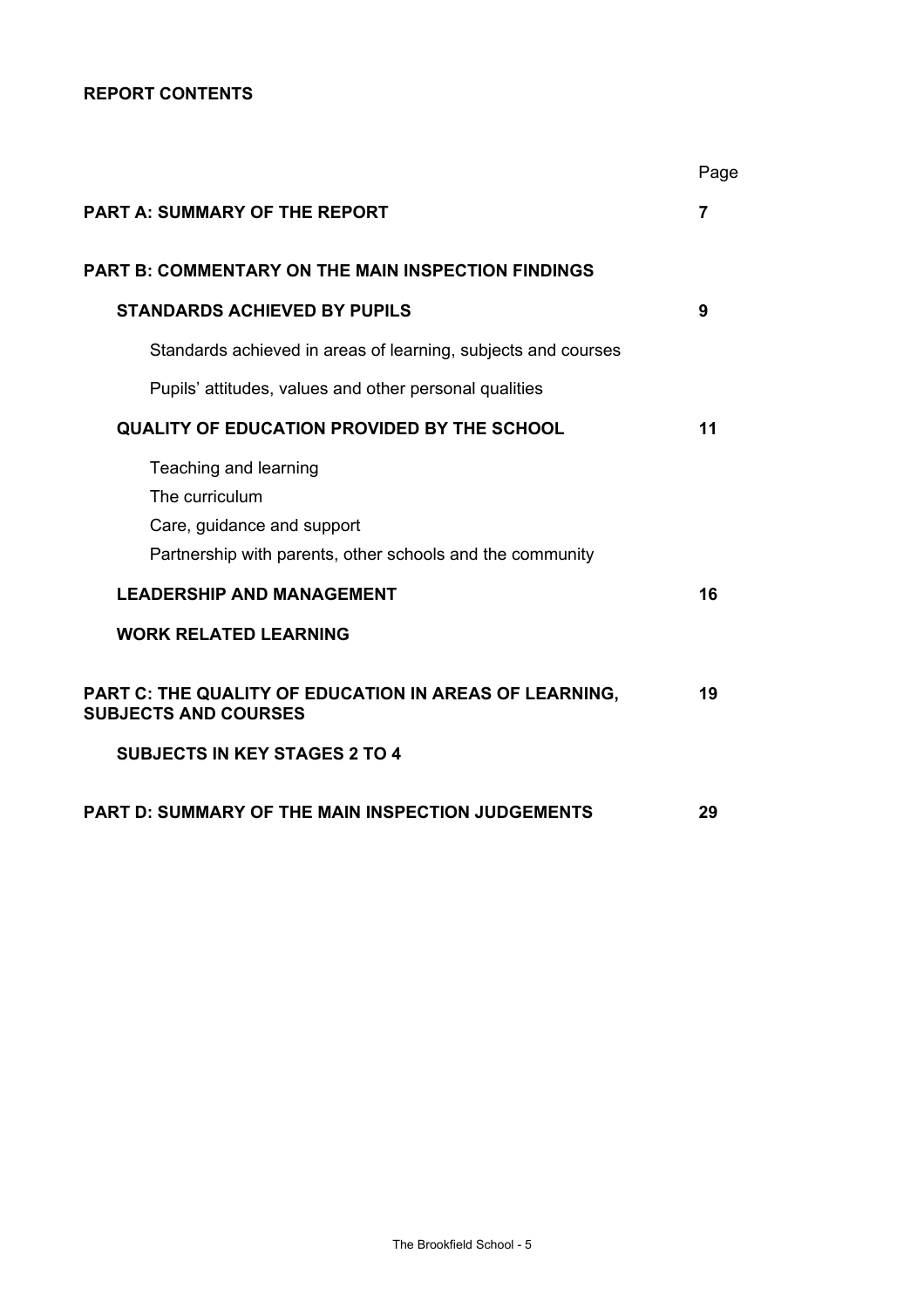**REPORT CONTENTS**

| | Page |
|---|---|
| **PART A: SUMMARY OF THE REPORT** | **7** |
| **PART B: COMMENTARY ON THE MAIN INSPECTION FINDINGS** | |
| **STANDARDS ACHIEVED BY PUPILS** | **9** |
| Standards achieved in areas of learning, subjects and courses | |
| Pupils' attitudes, values and other personal qualities | |
| **QUALITY OF EDUCATION PROVIDED BY THE SCHOOL** | **11** |
| Teaching and learning | |
| The curriculum | |
| Care, guidance and support | |
| Partnership with parents, other schools and the community | |
| **LEADERSHIP AND MANAGEMENT** | **16** |
| **WORK RELATED LEARNING** | |
| **PART C: THE QUALITY OF EDUCATION IN AREAS OF LEARNING, SUBJECTS AND COURSES** | **19** |
| **SUBJECTS IN KEY STAGES 2 TO 4** | |
| **PART D: SUMMARY OF THE MAIN INSPECTION JUDGEMENTS** | **29** |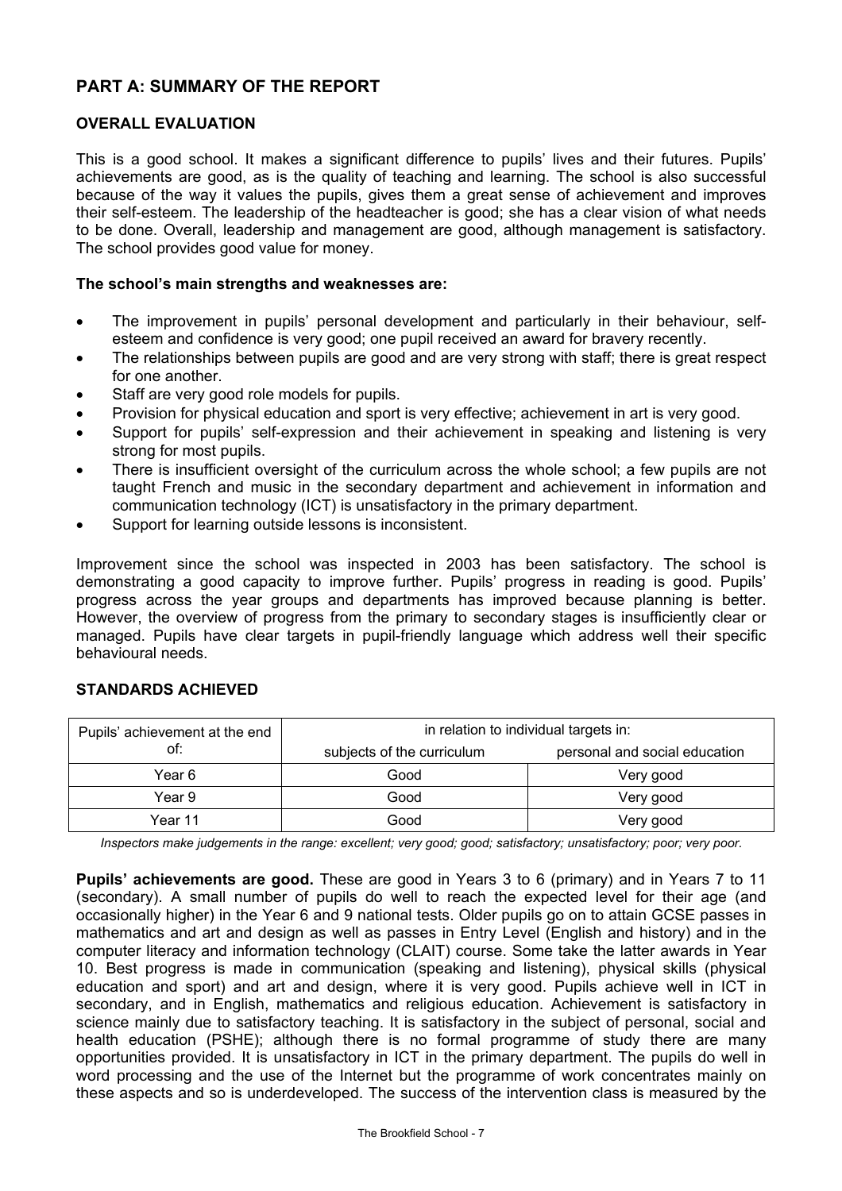## PART A: SUMMARY OF THE REPORT

### OVERALL EVALUATION

This is a good school. It makes a significant difference to pupils' lives and their futures. Pupils' achievements are good, as is the quality of teaching and learning. The school is also successful because of the way it values the pupils, gives them a great sense of achievement and improves their self-esteem. The leadership of the headteacher is good; she has a clear vision of what needs to be done. Overall, leadership and management are good, although management is satisfactory. The school provides good value for money.

**The school's main strengths and weaknesses are:**

- The improvement in pupils' personal development and particularly in their behaviour, self-esteem and confidence is very good; one pupil received an award for bravery recently.
- The relationships between pupils are good and are very strong with staff; there is great respect for one another.
- Staff are very good role models for pupils.
- Provision for physical education and sport is very effective; achievement in art is very good.
- Support for pupils' self-expression and their achievement in speaking and listening is very strong for most pupils.
- There is insufficient oversight of the curriculum across the whole school; a few pupils are not taught French and music in the secondary department and achievement in information and communication technology (ICT) is unsatisfactory in the primary department.
- Support for learning outside lessons is inconsistent.

Improvement since the school was inspected in 2003 has been satisfactory. The school is demonstrating a good capacity to improve further. Pupils' progress in reading is good. Pupils' progress across the year groups and departments has improved because planning is better. However, the overview of progress from the primary to secondary stages is insufficiently clear or managed. Pupils have clear targets in pupil-friendly language which address well their specific behavioural needs.

### STANDARDS ACHIEVED

| Pupils' achievement at the end of: | in relation to individual targets in: | |
|---|---|---|
| | subjects of the curriculum | personal and social education |
| Year 6 | Good | Very good |
| Year 9 | Good | Very good |
| Year 11 | Good | Very good |

*Inspectors make judgements in the range: excellent; very good; good; satisfactory; unsatisfactory; poor; very poor.*

**Pupils' achievements are good.** These are good in Years 3 to 6 (primary) and in Years 7 to 11 (secondary). A small number of pupils do well to reach the expected level for their age (and occasionally higher) in the Year 6 and 9 national tests. Older pupils go on to attain GCSE passes in mathematics and art and design as well as passes in Entry Level (English and history) and in the computer literacy and information technology (CLAIT) course. Some take the latter awards in Year 10. Best progress is made in communication (speaking and listening), physical skills (physical education and sport) and art and design, where it is very good. Pupils achieve well in ICT in secondary, and in English, mathematics and religious education. Achievement is satisfactory in science mainly due to satisfactory teaching. It is satisfactory in the subject of personal, social and health education (PSHE); although there is no formal programme of study there are many opportunities provided. It is unsatisfactory in ICT in the primary department. The pupils do well in word processing and the use of the Internet but the programme of work concentrates mainly on these aspects and so is underdeveloped. The success of the intervention class is measured by the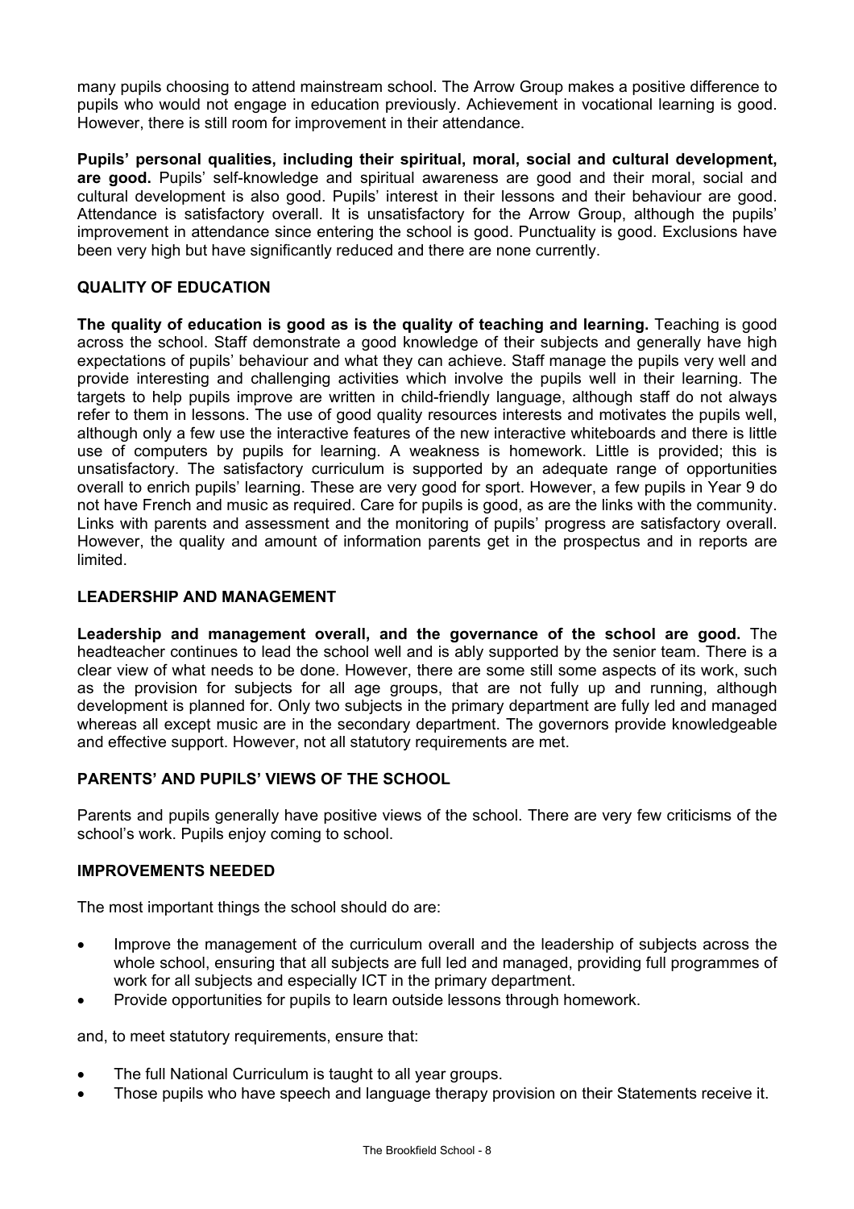many pupils choosing to attend mainstream school. The Arrow Group makes a positive difference to pupils who would not engage in education previously. Achievement in vocational learning is good. However, there is still room for improvement in their attendance.

**Pupils' personal qualities, including their spiritual, moral, social and cultural development, are good.** Pupils' self-knowledge and spiritual awareness are good and their moral, social and cultural development is also good. Pupils' interest in their lessons and their behaviour are good. Attendance is satisfactory overall. It is unsatisfactory for the Arrow Group, although the pupils' improvement in attendance since entering the school is good. Punctuality is good. Exclusions have been very high but have significantly reduced and there are none currently.

## QUALITY OF EDUCATION

**The quality of education is good as is the quality of teaching and learning.** Teaching is good across the school. Staff demonstrate a good knowledge of their subjects and generally have high expectations of pupils' behaviour and what they can achieve. Staff manage the pupils very well and provide interesting and challenging activities which involve the pupils well in their learning. The targets to help pupils improve are written in child-friendly language, although staff do not always refer to them in lessons. The use of good quality resources interests and motivates the pupils well, although only a few use the interactive features of the new interactive whiteboards and there is little use of computers by pupils for learning. A weakness is homework. Little is provided; this is unsatisfactory. The satisfactory curriculum is supported by an adequate range of opportunities overall to enrich pupils' learning. These are very good for sport. However, a few pupils in Year 9 do not have French and music as required. Care for pupils is good, as are the links with the community. Links with parents and assessment and the monitoring of pupils' progress are satisfactory overall. However, the quality and amount of information parents get in the prospectus and in reports are limited.

## LEADERSHIP AND MANAGEMENT

**Leadership and management overall, and the governance of the school are good.** The headteacher continues to lead the school well and is ably supported by the senior team. There is a clear view of what needs to be done. However, there are some still some aspects of its work, such as the provision for subjects for all age groups, that are not fully up and running, although development is planned for. Only two subjects in the primary department are fully led and managed whereas all except music are in the secondary department. The governors provide knowledgeable and effective support. However, not all statutory requirements are met.

## PARENTS' AND PUPILS' VIEWS OF THE SCHOOL

Parents and pupils generally have positive views of the school. There are very few criticisms of the school's work. Pupils enjoy coming to school.

## IMPROVEMENTS NEEDED

The most important things the school should do are:

- Improve the management of the curriculum overall and the leadership of subjects across the whole school, ensuring that all subjects are full led and managed, providing full programmes of work for all subjects and especially ICT in the primary department.
- Provide opportunities for pupils to learn outside lessons through homework.

and, to meet statutory requirements, ensure that:

- The full National Curriculum is taught to all year groups.
- Those pupils who have speech and language therapy provision on their Statements receive it.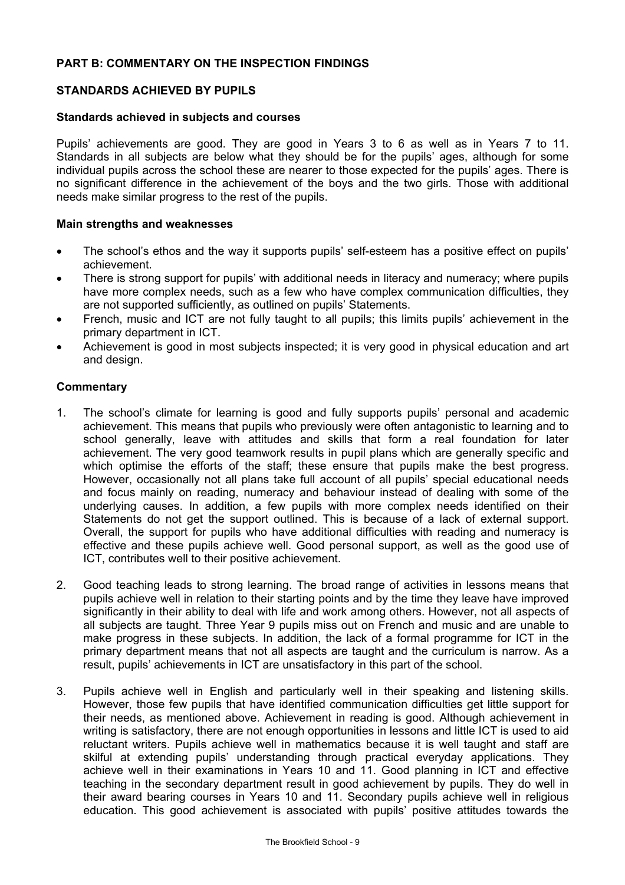## PART B: COMMENTARY ON THE INSPECTION FINDINGS

### STANDARDS ACHIEVED BY PUPILS

#### Standards achieved in subjects and courses

Pupils' achievements are good. They are good in Years 3 to 6 as well as in Years 7 to 11. Standards in all subjects are below what they should be for the pupils' ages, although for some individual pupils across the school these are nearer to those expected for the pupils' ages. There is no significant difference in the achievement of the boys and the two girls. Those with additional needs make similar progress to the rest of the pupils.

#### Main strengths and weaknesses

- The school's ethos and the way it supports pupils' self-esteem has a positive effect on pupils' achievement.
- There is strong support for pupils' with additional needs in literacy and numeracy; where pupils have more complex needs, such as a few who have complex communication difficulties, they are not supported sufficiently, as outlined on pupils' Statements.
- French, music and ICT are not fully taught to all pupils; this limits pupils' achievement in the primary department in ICT.
- Achievement is good in most subjects inspected; it is very good in physical education and art and design.

#### Commentary

1. The school's climate for learning is good and fully supports pupils' personal and academic achievement. This means that pupils who previously were often antagonistic to learning and to school generally, leave with attitudes and skills that form a real foundation for later achievement. The very good teamwork results in pupil plans which are generally specific and which optimise the efforts of the staff; these ensure that pupils make the best progress. However, occasionally not all plans take full account of all pupils' special educational needs and focus mainly on reading, numeracy and behaviour instead of dealing with some of the underlying causes. In addition, a few pupils with more complex needs identified on their Statements do not get the support outlined. This is because of a lack of external support. Overall, the support for pupils who have additional difficulties with reading and numeracy is effective and these pupils achieve well. Good personal support, as well as the good use of ICT, contributes well to their positive achievement.

2. Good teaching leads to strong learning. The broad range of activities in lessons means that pupils achieve well in relation to their starting points and by the time they leave have improved significantly in their ability to deal with life and work among others. However, not all aspects of all subjects are taught. Three Year 9 pupils miss out on French and music and are unable to make progress in these subjects. In addition, the lack of a formal programme for ICT in the primary department means that not all aspects are taught and the curriculum is narrow. As a result, pupils' achievements in ICT are unsatisfactory in this part of the school.

3. Pupils achieve well in English and particularly well in their speaking and listening skills. However, those few pupils that have identified communication difficulties get little support for their needs, as mentioned above. Achievement in reading is good. Although achievement in writing is satisfactory, there are not enough opportunities in lessons and little ICT is used to aid reluctant writers. Pupils achieve well in mathematics because it is well taught and staff are skilful at extending pupils' understanding through practical everyday applications. They achieve well in their examinations in Years 10 and 11. Good planning in ICT and effective teaching in the secondary department result in good achievement by pupils. They do well in their award bearing courses in Years 10 and 11. Secondary pupils achieve well in religious education. This good achievement is associated with pupils' positive attitudes towards the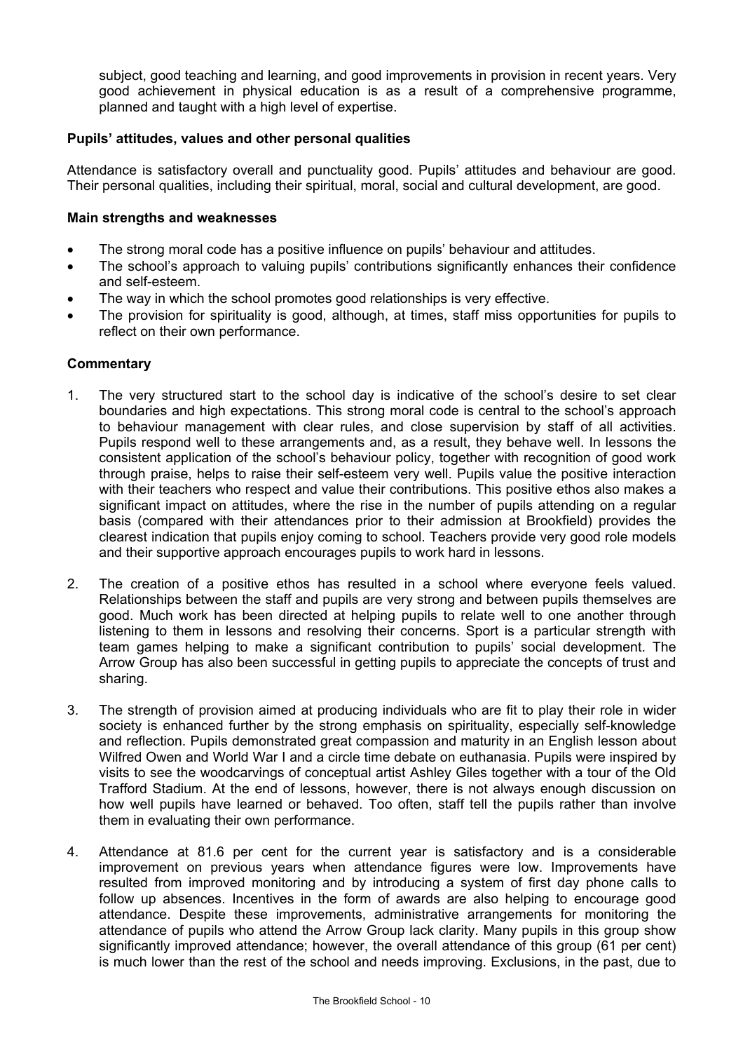subject, good teaching and learning, and good improvements in provision in recent years. Very good achievement in physical education is as a result of a comprehensive programme, planned and taught with a high level of expertise.

### Pupils' attitudes, values and other personal qualities

Attendance is satisfactory overall and punctuality good. Pupils' attitudes and behaviour are good. Their personal qualities, including their spiritual, moral, social and cultural development, are good.

#### Main strengths and weaknesses

- The strong moral code has a positive influence on pupils' behaviour and attitudes.
- The school's approach to valuing pupils' contributions significantly enhances their confidence and self-esteem.
- The way in which the school promotes good relationships is very effective.
- The provision for spirituality is good, although, at times, staff miss opportunities for pupils to reflect on their own performance.

#### Commentary

1. The very structured start to the school day is indicative of the school's desire to set clear boundaries and high expectations. This strong moral code is central to the school's approach to behaviour management with clear rules, and close supervision by staff of all activities. Pupils respond well to these arrangements and, as a result, they behave well. In lessons the consistent application of the school's behaviour policy, together with recognition of good work through praise, helps to raise their self-esteem very well. Pupils value the positive interaction with their teachers who respect and value their contributions. This positive ethos also makes a significant impact on attitudes, where the rise in the number of pupils attending on a regular basis (compared with their attendances prior to their admission at Brookfield) provides the clearest indication that pupils enjoy coming to school. Teachers provide very good role models and their supportive approach encourages pupils to work hard in lessons.

2. The creation of a positive ethos has resulted in a school where everyone feels valued. Relationships between the staff and pupils are very strong and between pupils themselves are good. Much work has been directed at helping pupils to relate well to one another through listening to them in lessons and resolving their concerns. Sport is a particular strength with team games helping to make a significant contribution to pupils' social development. The Arrow Group has also been successful in getting pupils to appreciate the concepts of trust and sharing.

3. The strength of provision aimed at producing individuals who are fit to play their role in wider society is enhanced further by the strong emphasis on spirituality, especially self-knowledge and reflection. Pupils demonstrated great compassion and maturity in an English lesson about Wilfred Owen and World War I and a circle time debate on euthanasia. Pupils were inspired by visits to see the woodcarvings of conceptual artist Ashley Giles together with a tour of the Old Trafford Stadium. At the end of lessons, however, there is not always enough discussion on how well pupils have learned or behaved. Too often, staff tell the pupils rather than involve them in evaluating their own performance.

4. Attendance at 81.6 per cent for the current year is satisfactory and is a considerable improvement on previous years when attendance figures were low. Improvements have resulted from improved monitoring and by introducing a system of first day phone calls to follow up absences. Incentives in the form of awards are also helping to encourage good attendance. Despite these improvements, administrative arrangements for monitoring the attendance of pupils who attend the Arrow Group lack clarity. Many pupils in this group show significantly improved attendance; however, the overall attendance of this group (61 per cent) is much lower than the rest of the school and needs improving. Exclusions, in the past, due to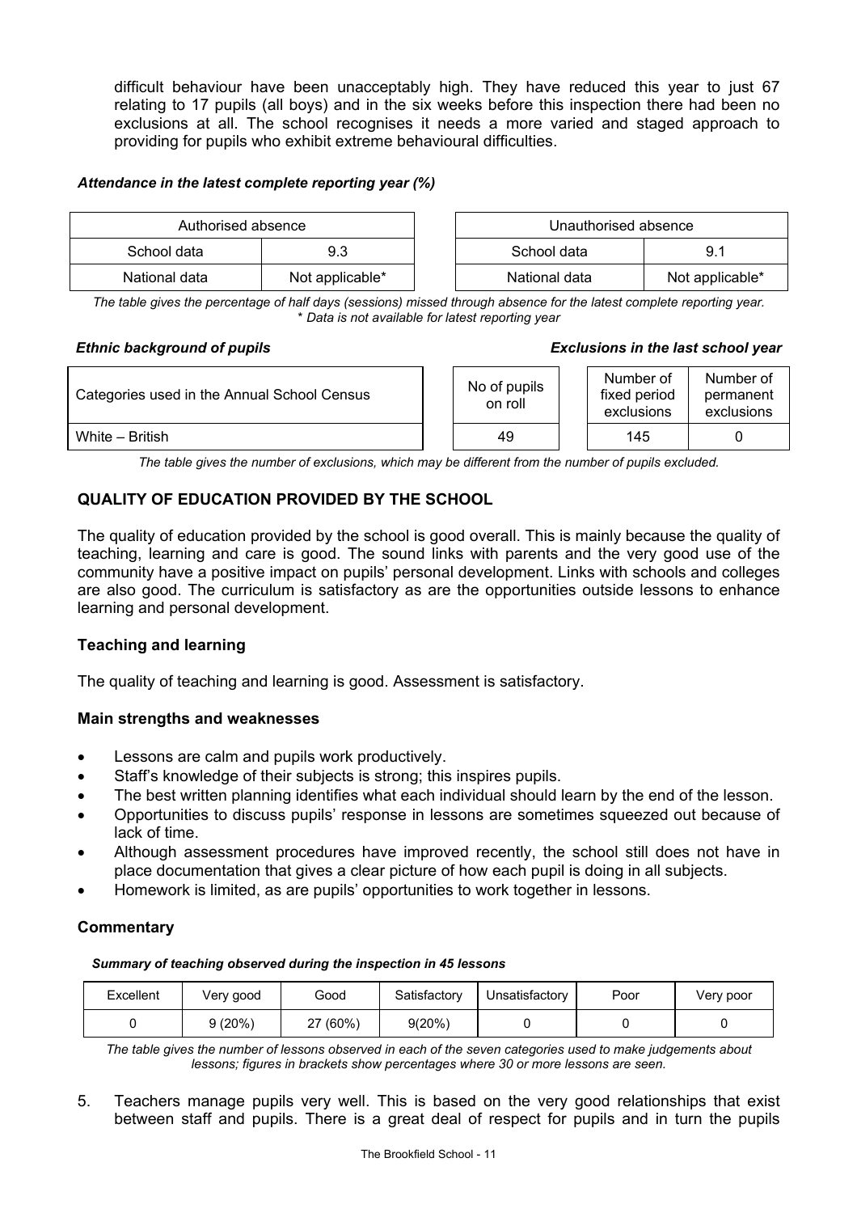difficult behaviour have been unacceptably high. They have reduced this year to just 67 relating to 17 pupils (all boys) and in the six weeks before this inspection there had been no exclusions at all. The school recognises it needs a more varied and staged approach to providing for pupils who exhibit extreme behavioural difficulties.

***Attendance in the latest complete reporting year (%)***

| Authorised absence | |
|---|---|
| School data | 9.3 |
| National data | Not applicable* |

| Unauthorised absence | |
|---|---|
| School data | 9.1 |
| National data | Not applicable* |

*The table gives the percentage of half days (sessions) missed through absence for the latest complete reporting year. * Data is not available for latest reporting year*

***Ethnic background of pupils*** ***Exclusions in the last school year***

| Categories used in the Annual School Census | No of pupils on roll | Number of fixed period exclusions | Number of permanent exclusions |
|---|---|---|---|
| White – British | 49 | 145 | 0 |

*The table gives the number of exclusions, which may be different from the number of pupils excluded.*

## QUALITY OF EDUCATION PROVIDED BY THE SCHOOL

The quality of education provided by the school is good overall. This is mainly because the quality of teaching, learning and care is good. The sound links with parents and the very good use of the community have a positive impact on pupils' personal development. Links with schools and colleges are also good. The curriculum is satisfactory as are the opportunities outside lessons to enhance learning and personal development.

### Teaching and learning

The quality of teaching and learning is good. Assessment is satisfactory.

#### Main strengths and weaknesses

- Lessons are calm and pupils work productively.
- Staff's knowledge of their subjects is strong; this inspires pupils.
- The best written planning identifies what each individual should learn by the end of the lesson.
- Opportunities to discuss pupils' response in lessons are sometimes squeezed out because of lack of time.
- Although assessment procedures have improved recently, the school still does not have in place documentation that gives a clear picture of how each pupil is doing in all subjects.
- Homework is limited, as are pupils' opportunities to work together in lessons.

### Commentary

***Summary of teaching observed during the inspection in 45 lessons***

| Excellent | Very good | Good | Satisfactory | Unsatisfactory | Poor | Very poor |
|---|---|---|---|---|---|---|
| 0 | 9 (20%) | 27 (60%) | 9(20%) | 0 | 0 | 0 |

*The table gives the number of lessons observed in each of the seven categories used to make judgements about lessons; figures in brackets show percentages where 30 or more lessons are seen.*

5. Teachers manage pupils very well. This is based on the very good relationships that exist between staff and pupils. There is a great deal of respect for pupils and in turn the pupils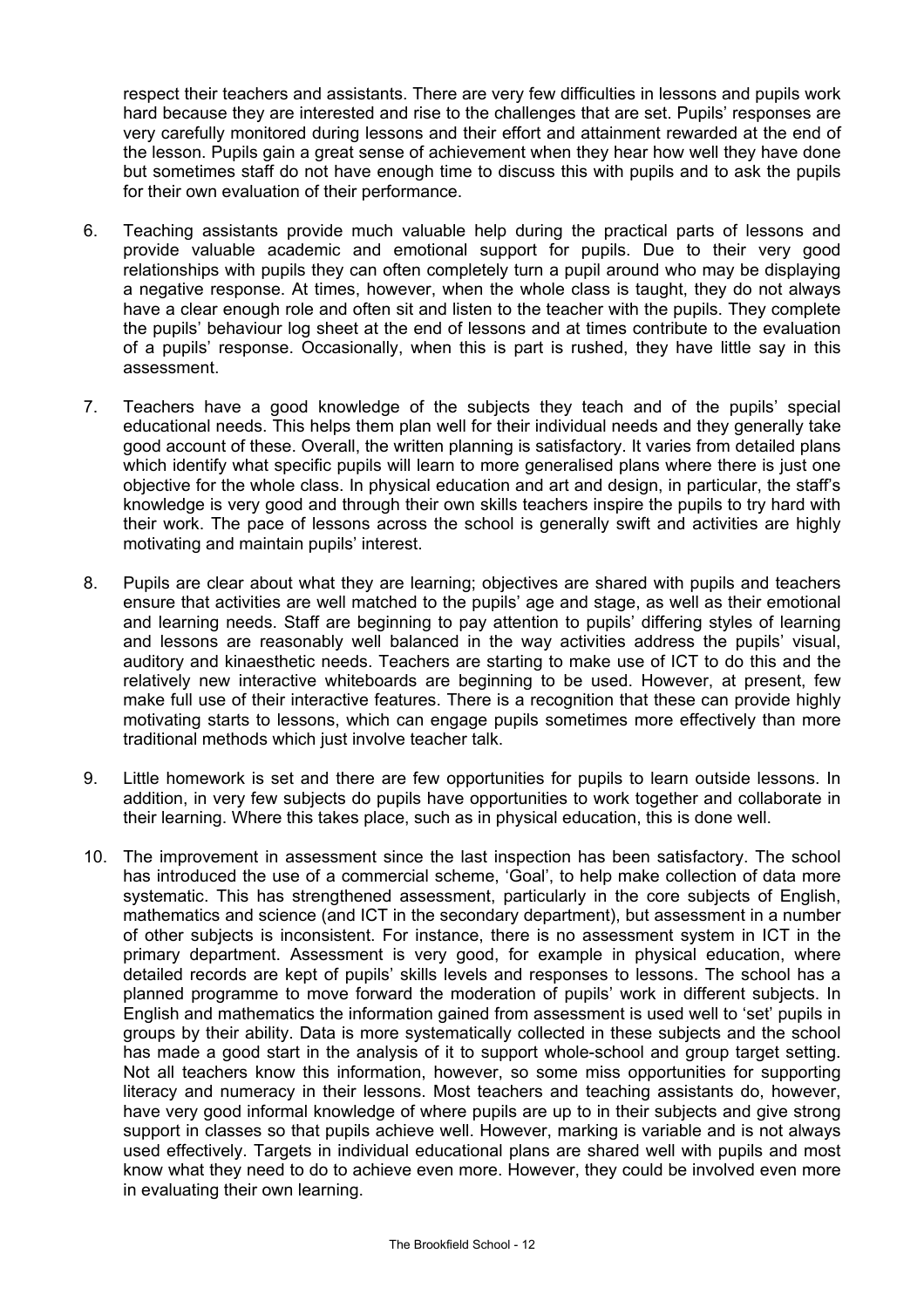respect their teachers and assistants. There are very few difficulties in lessons and pupils work hard because they are interested and rise to the challenges that are set. Pupils' responses are very carefully monitored during lessons and their effort and attainment rewarded at the end of the lesson. Pupils gain a great sense of achievement when they hear how well they have done but sometimes staff do not have enough time to discuss this with pupils and to ask the pupils for their own evaluation of their performance.

6. Teaching assistants provide much valuable help during the practical parts of lessons and provide valuable academic and emotional support for pupils. Due to their very good relationships with pupils they can often completely turn a pupil around who may be displaying a negative response. At times, however, when the whole class is taught, they do not always have a clear enough role and often sit and listen to the teacher with the pupils. They complete the pupils' behaviour log sheet at the end of lessons and at times contribute to the evaluation of a pupils' response. Occasionally, when this is part is rushed, they have little say in this assessment.

7. Teachers have a good knowledge of the subjects they teach and of the pupils' special educational needs. This helps them plan well for their individual needs and they generally take good account of these. Overall, the written planning is satisfactory. It varies from detailed plans which identify what specific pupils will learn to more generalised plans where there is just one objective for the whole class. In physical education and art and design, in particular, the staff's knowledge is very good and through their own skills teachers inspire the pupils to try hard with their work. The pace of lessons across the school is generally swift and activities are highly motivating and maintain pupils' interest.

8. Pupils are clear about what they are learning; objectives are shared with pupils and teachers ensure that activities are well matched to the pupils' age and stage, as well as their emotional and learning needs. Staff are beginning to pay attention to pupils' differing styles of learning and lessons are reasonably well balanced in the way activities address the pupils' visual, auditory and kinaesthetic needs. Teachers are starting to make use of ICT to do this and the relatively new interactive whiteboards are beginning to be used. However, at present, few make full use of their interactive features. There is a recognition that these can provide highly motivating starts to lessons, which can engage pupils sometimes more effectively than more traditional methods which just involve teacher talk.

9. Little homework is set and there are few opportunities for pupils to learn outside lessons. In addition, in very few subjects do pupils have opportunities to work together and collaborate in their learning. Where this takes place, such as in physical education, this is done well.

10. The improvement in assessment since the last inspection has been satisfactory. The school has introduced the use of a commercial scheme, 'Goal', to help make collection of data more systematic. This has strengthened assessment, particularly in the core subjects of English, mathematics and science (and ICT in the secondary department), but assessment in a number of other subjects is inconsistent. For instance, there is no assessment system in ICT in the primary department. Assessment is very good, for example in physical education, where detailed records are kept of pupils' skills levels and responses to lessons. The school has a planned programme to move forward the moderation of pupils' work in different subjects. In English and mathematics the information gained from assessment is used well to 'set' pupils in groups by their ability. Data is more systematically collected in these subjects and the school has made a good start in the analysis of it to support whole-school and group target setting. Not all teachers know this information, however, so some miss opportunities for supporting literacy and numeracy in their lessons. Most teachers and teaching assistants do, however, have very good informal knowledge of where pupils are up to in their subjects and give strong support in classes so that pupils achieve well. However, marking is variable and is not always used effectively. Targets in individual educational plans are shared well with pupils and most know what they need to do to achieve even more. However, they could be involved even more in evaluating their own learning.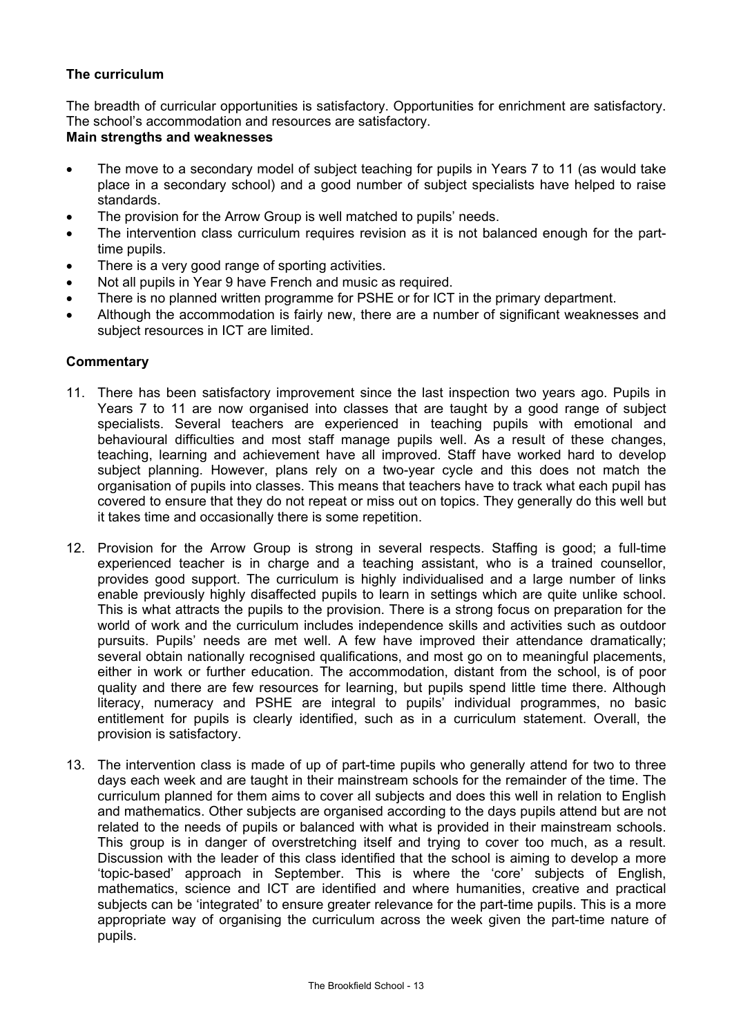## The curriculum

The breadth of curricular opportunities is satisfactory. Opportunities for enrichment are satisfactory. The school's accommodation and resources are satisfactory.

**Main strengths and weaknesses**

- The move to a secondary model of subject teaching for pupils in Years 7 to 11 (as would take place in a secondary school) and a good number of subject specialists have helped to raise standards.
- The provision for the Arrow Group is well matched to pupils' needs.
- The intervention class curriculum requires revision as it is not balanced enough for the part-time pupils.
- There is a very good range of sporting activities.
- Not all pupils in Year 9 have French and music as required.
- There is no planned written programme for PSHE or for ICT in the primary department.
- Although the accommodation is fairly new, there are a number of significant weaknesses and subject resources in ICT are limited.

### Commentary

11. There has been satisfactory improvement since the last inspection two years ago. Pupils in Years 7 to 11 are now organised into classes that are taught by a good range of subject specialists. Several teachers are experienced in teaching pupils with emotional and behavioural difficulties and most staff manage pupils well. As a result of these changes, teaching, learning and achievement have all improved. Staff have worked hard to develop subject planning. However, plans rely on a two-year cycle and this does not match the organisation of pupils into classes. This means that teachers have to track what each pupil has covered to ensure that they do not repeat or miss out on topics. They generally do this well but it takes time and occasionally there is some repetition.

12. Provision for the Arrow Group is strong in several respects. Staffing is good; a full-time experienced teacher is in charge and a teaching assistant, who is a trained counsellor, provides good support. The curriculum is highly individualised and a large number of links enable previously highly disaffected pupils to learn in settings which are quite unlike school. This is what attracts the pupils to the provision. There is a strong focus on preparation for the world of work and the curriculum includes independence skills and activities such as outdoor pursuits. Pupils' needs are met well. A few have improved their attendance dramatically; several obtain nationally recognised qualifications, and most go on to meaningful placements, either in work or further education. The accommodation, distant from the school, is of poor quality and there are few resources for learning, but pupils spend little time there. Although literacy, numeracy and PSHE are integral to pupils' individual programmes, no basic entitlement for pupils is clearly identified, such as in a curriculum statement. Overall, the provision is satisfactory.

13. The intervention class is made of up of part-time pupils who generally attend for two to three days each week and are taught in their mainstream schools for the remainder of the time. The curriculum planned for them aims to cover all subjects and does this well in relation to English and mathematics. Other subjects are organised according to the days pupils attend but are not related to the needs of pupils or balanced with what is provided in their mainstream schools. This group is in danger of overstretching itself and trying to cover too much, as a result. Discussion with the leader of this class identified that the school is aiming to develop a more 'topic-based' approach in September. This is where the 'core' subjects of English, mathematics, science and ICT are identified and where humanities, creative and practical subjects can be 'integrated' to ensure greater relevance for the part-time pupils. This is a more appropriate way of organising the curriculum across the week given the part-time nature of pupils.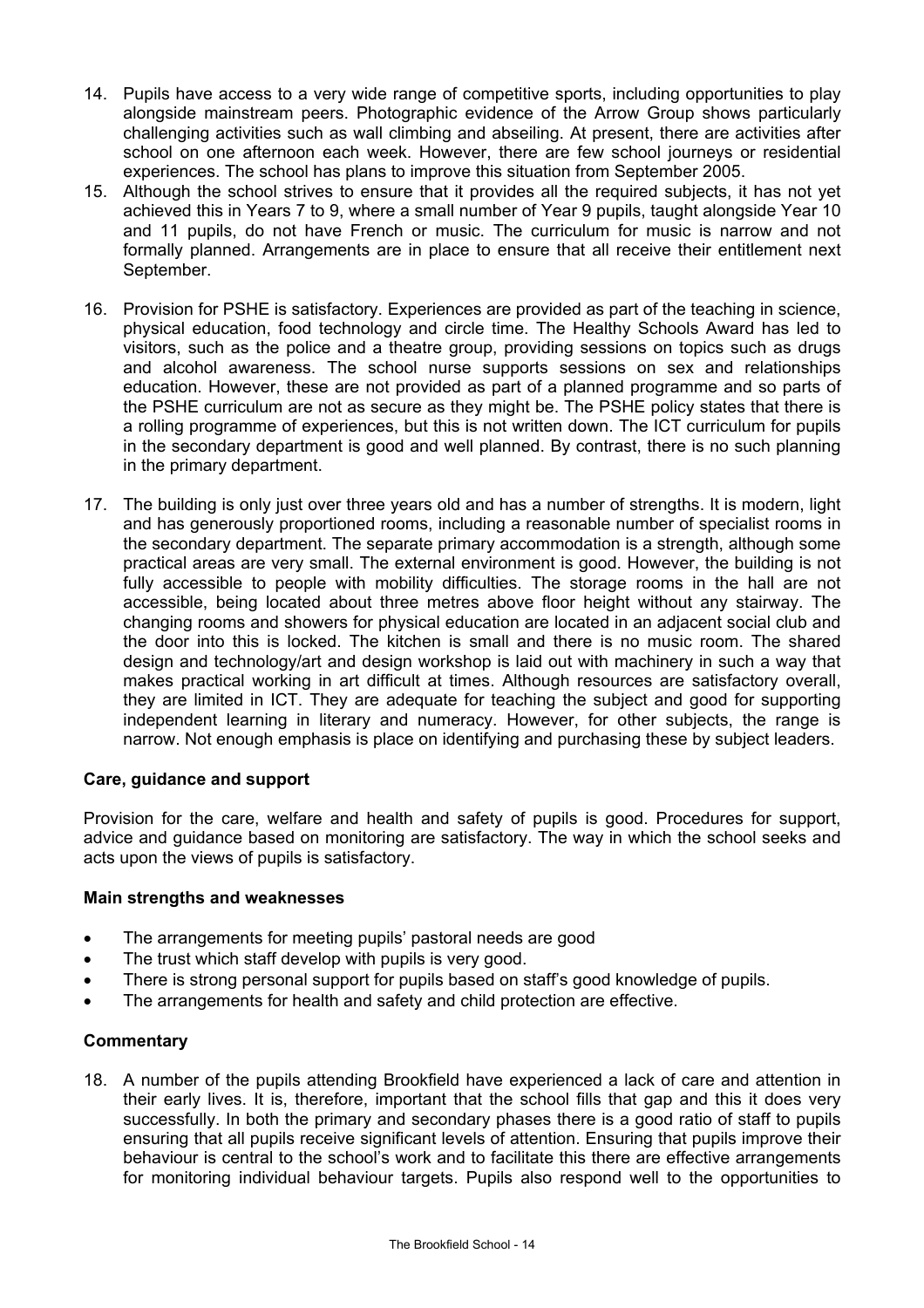14. Pupils have access to a very wide range of competitive sports, including opportunities to play alongside mainstream peers. Photographic evidence of the Arrow Group shows particularly challenging activities such as wall climbing and abseiling. At present, there are activities after school on one afternoon each week. However, there are few school journeys or residential experiences. The school has plans to improve this situation from September 2005.
15. Although the school strives to ensure that it provides all the required subjects, it has not yet achieved this in Years 7 to 9, where a small number of Year 9 pupils, taught alongside Year 10 and 11 pupils, do not have French or music. The curriculum for music is narrow and not formally planned. Arrangements are in place to ensure that all receive their entitlement next September.
16. Provision for PSHE is satisfactory. Experiences are provided as part of the teaching in science, physical education, food technology and circle time. The Healthy Schools Award has led to visitors, such as the police and a theatre group, providing sessions on topics such as drugs and alcohol awareness. The school nurse supports sessions on sex and relationships education. However, these are not provided as part of a planned programme and so parts of the PSHE curriculum are not as secure as they might be. The PSHE policy states that there is a rolling programme of experiences, but this is not written down. The ICT curriculum for pupils in the secondary department is good and well planned. By contrast, there is no such planning in the primary department.
17. The building is only just over three years old and has a number of strengths. It is modern, light and has generously proportioned rooms, including a reasonable number of specialist rooms in the secondary department. The separate primary accommodation is a strength, although some practical areas are very small. The external environment is good. However, the building is not fully accessible to people with mobility difficulties. The storage rooms in the hall are not accessible, being located about three metres above floor height without any stairway. The changing rooms and showers for physical education are located in an adjacent social club and the door into this is locked. The kitchen is small and there is no music room. The shared design and technology/art and design workshop is laid out with machinery in such a way that makes practical working in art difficult at times. Although resources are satisfactory overall, they are limited in ICT. They are adequate for teaching the subject and good for supporting independent learning in literary and numeracy. However, for other subjects, the range is narrow. Not enough emphasis is place on identifying and purchasing these by subject leaders.

### Care, guidance and support

Provision for the care, welfare and health and safety of pupils is good. Procedures for support, advice and guidance based on monitoring are satisfactory. The way in which the school seeks and acts upon the views of pupils is satisfactory.

#### Main strengths and weaknesses

- The arrangements for meeting pupils' pastoral needs are good
- The trust which staff develop with pupils is very good.
- There is strong personal support for pupils based on staff's good knowledge of pupils.
- The arrangements for health and safety and child protection are effective.

#### Commentary

18. A number of the pupils attending Brookfield have experienced a lack of care and attention in their early lives. It is, therefore, important that the school fills that gap and this it does very successfully. In both the primary and secondary phases there is a good ratio of staff to pupils ensuring that all pupils receive significant levels of attention. Ensuring that pupils improve their behaviour is central to the school's work and to facilitate this there are effective arrangements for monitoring individual behaviour targets. Pupils also respond well to the opportunities to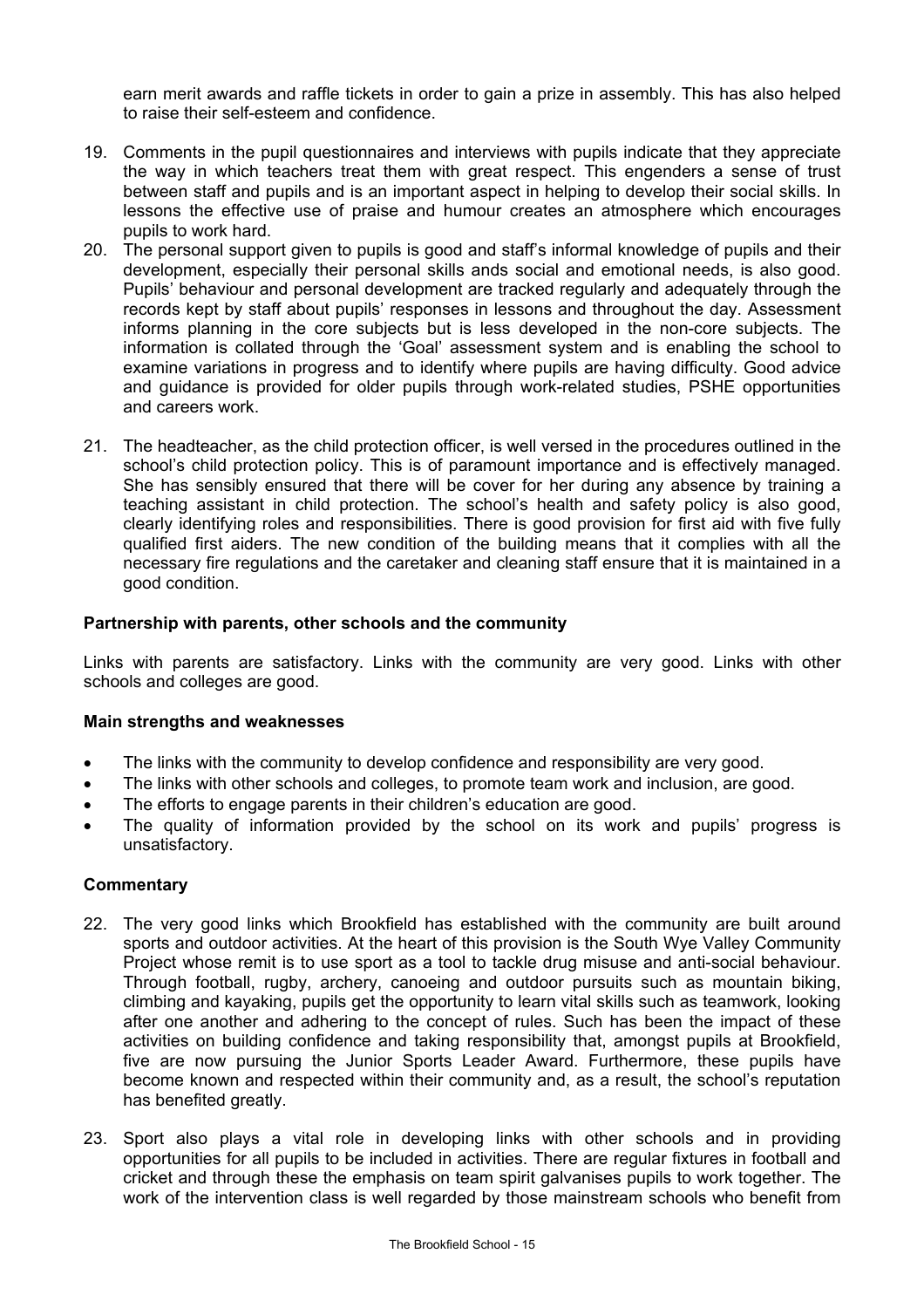earn merit awards and raffle tickets in order to gain a prize in assembly. This has also helped to raise their self-esteem and confidence.

19. Comments in the pupil questionnaires and interviews with pupils indicate that they appreciate the way in which teachers treat them with great respect. This engenders a sense of trust between staff and pupils and is an important aspect in helping to develop their social skills. In lessons the effective use of praise and humour creates an atmosphere which encourages pupils to work hard.
20. The personal support given to pupils is good and staff's informal knowledge of pupils and their development, especially their personal skills ands social and emotional needs, is also good. Pupils' behaviour and personal development are tracked regularly and adequately through the records kept by staff about pupils' responses in lessons and throughout the day. Assessment informs planning in the core subjects but is less developed in the non-core subjects. The information is collated through the 'Goal' assessment system and is enabling the school to examine variations in progress and to identify where pupils are having difficulty. Good advice and guidance is provided for older pupils through work-related studies, PSHE opportunities and careers work.

21. The headteacher, as the child protection officer, is well versed in the procedures outlined in the school's child protection policy. This is of paramount importance and is effectively managed. She has sensibly ensured that there will be cover for her during any absence by training a teaching assistant in child protection. The school's health and safety policy is also good, clearly identifying roles and responsibilities. There is good provision for first aid with five fully qualified first aiders. The new condition of the building means that it complies with all the necessary fire regulations and the caretaker and cleaning staff ensure that it is maintained in a good condition.

### Partnership with parents, other schools and the community

Links with parents are satisfactory. Links with the community are very good. Links with other schools and colleges are good.

### Main strengths and weaknesses

- The links with the community to develop confidence and responsibility are very good.
- The links with other schools and colleges, to promote team work and inclusion, are good.
- The efforts to engage parents in their children's education are good.
- The quality of information provided by the school on its work and pupils' progress is unsatisfactory.

### Commentary

22. The very good links which Brookfield has established with the community are built around sports and outdoor activities. At the heart of this provision is the South Wye Valley Community Project whose remit is to use sport as a tool to tackle drug misuse and anti-social behaviour. Through football, rugby, archery, canoeing and outdoor pursuits such as mountain biking, climbing and kayaking, pupils get the opportunity to learn vital skills such as teamwork, looking after one another and adhering to the concept of rules. Such has been the impact of these activities on building confidence and taking responsibility that, amongst pupils at Brookfield, five are now pursuing the Junior Sports Leader Award. Furthermore, these pupils have become known and respected within their community and, as a result, the school's reputation has benefited greatly.

23. Sport also plays a vital role in developing links with other schools and in providing opportunities for all pupils to be included in activities. There are regular fixtures in football and cricket and through these the emphasis on team spirit galvanises pupils to work together. The work of the intervention class is well regarded by those mainstream schools who benefit from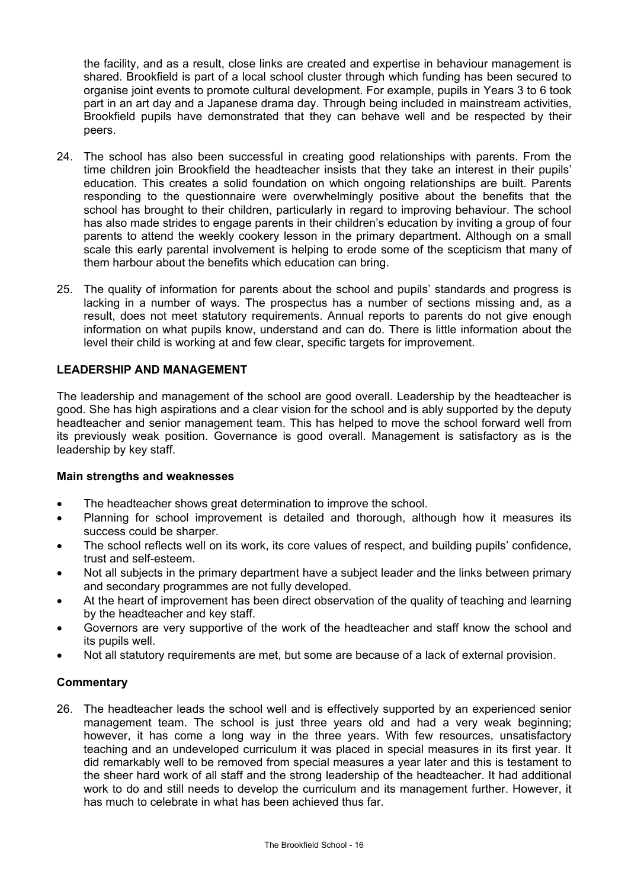the facility, and as a result, close links are created and expertise in behaviour management is shared. Brookfield is part of a local school cluster through which funding has been secured to organise joint events to promote cultural development. For example, pupils in Years 3 to 6 took part in an art day and a Japanese drama day. Through being included in mainstream activities, Brookfield pupils have demonstrated that they can behave well and be respected by their peers.

24. The school has also been successful in creating good relationships with parents. From the time children join Brookfield the headteacher insists that they take an interest in their pupils' education. This creates a solid foundation on which ongoing relationships are built. Parents responding to the questionnaire were overwhelmingly positive about the benefits that the school has brought to their children, particularly in regard to improving behaviour. The school has also made strides to engage parents in their children's education by inviting a group of four parents to attend the weekly cookery lesson in the primary department. Although on a small scale this early parental involvement is helping to erode some of the scepticism that many of them harbour about the benefits which education can bring.

25. The quality of information for parents about the school and pupils' standards and progress is lacking in a number of ways. The prospectus has a number of sections missing and, as a result, does not meet statutory requirements. Annual reports to parents do not give enough information on what pupils know, understand and can do. There is little information about the level their child is working at and few clear, specific targets for improvement.

## LEADERSHIP AND MANAGEMENT

The leadership and management of the school are good overall. Leadership by the headteacher is good. She has high aspirations and a clear vision for the school and is ably supported by the deputy headteacher and senior management team. This has helped to move the school forward well from its previously weak position. Governance is good overall. Management is satisfactory as is the leadership by key staff.

### Main strengths and weaknesses

- The headteacher shows great determination to improve the school.
- Planning for school improvement is detailed and thorough, although how it measures its success could be sharper.
- The school reflects well on its work, its core values of respect, and building pupils' confidence, trust and self-esteem.
- Not all subjects in the primary department have a subject leader and the links between primary and secondary programmes are not fully developed.
- At the heart of improvement has been direct observation of the quality of teaching and learning by the headteacher and key staff.
- Governors are very supportive of the work of the headteacher and staff know the school and its pupils well.
- Not all statutory requirements are met, but some are because of a lack of external provision.

### Commentary

26. The headteacher leads the school well and is effectively supported by an experienced senior management team. The school is just three years old and had a very weak beginning; however, it has come a long way in the three years. With few resources, unsatisfactory teaching and an undeveloped curriculum it was placed in special measures in its first year. It did remarkably well to be removed from special measures a year later and this is testament to the sheer hard work of all staff and the strong leadership of the headteacher. It had additional work to do and still needs to develop the curriculum and its management further. However, it has much to celebrate in what has been achieved thus far.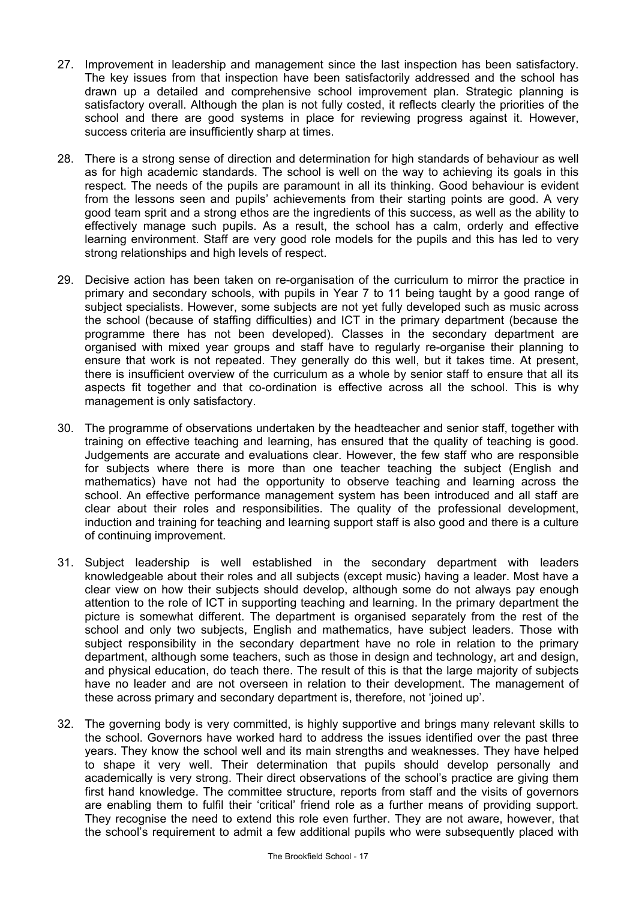27. Improvement in leadership and management since the last inspection has been satisfactory. The key issues from that inspection have been satisfactorily addressed and the school has drawn up a detailed and comprehensive school improvement plan. Strategic planning is satisfactory overall. Although the plan is not fully costed, it reflects clearly the priorities of the school and there are good systems in place for reviewing progress against it. However, success criteria are insufficiently sharp at times.

28. There is a strong sense of direction and determination for high standards of behaviour as well as for high academic standards. The school is well on the way to achieving its goals in this respect. The needs of the pupils are paramount in all its thinking. Good behaviour is evident from the lessons seen and pupils' achievements from their starting points are good. A very good team sprit and a strong ethos are the ingredients of this success, as well as the ability to effectively manage such pupils. As a result, the school has a calm, orderly and effective learning environment. Staff are very good role models for the pupils and this has led to very strong relationships and high levels of respect.

29. Decisive action has been taken on re-organisation of the curriculum to mirror the practice in primary and secondary schools, with pupils in Year 7 to 11 being taught by a good range of subject specialists. However, some subjects are not yet fully developed such as music across the school (because of staffing difficulties) and ICT in the primary department (because the programme there has not been developed). Classes in the secondary department are organised with mixed year groups and staff have to regularly re-organise their planning to ensure that work is not repeated. They generally do this well, but it takes time. At present, there is insufficient overview of the curriculum as a whole by senior staff to ensure that all its aspects fit together and that co-ordination is effective across all the school. This is why management is only satisfactory.

30. The programme of observations undertaken by the headteacher and senior staff, together with training on effective teaching and learning, has ensured that the quality of teaching is good. Judgements are accurate and evaluations clear. However, the few staff who are responsible for subjects where there is more than one teacher teaching the subject (English and mathematics) have not had the opportunity to observe teaching and learning across the school. An effective performance management system has been introduced and all staff are clear about their roles and responsibilities. The quality of the professional development, induction and training for teaching and learning support staff is also good and there is a culture of continuing improvement.

31. Subject leadership is well established in the secondary department with leaders knowledgeable about their roles and all subjects (except music) having a leader. Most have a clear view on how their subjects should develop, although some do not always pay enough attention to the role of ICT in supporting teaching and learning. In the primary department the picture is somewhat different. The department is organised separately from the rest of the school and only two subjects, English and mathematics, have subject leaders. Those with subject responsibility in the secondary department have no role in relation to the primary department, although some teachers, such as those in design and technology, art and design, and physical education, do teach there. The result of this is that the large majority of subjects have no leader and are not overseen in relation to their development. The management of these across primary and secondary department is, therefore, not 'joined up'.

32. The governing body is very committed, is highly supportive and brings many relevant skills to the school. Governors have worked hard to address the issues identified over the past three years. They know the school well and its main strengths and weaknesses. They have helped to shape it very well. Their determination that pupils should develop personally and academically is very strong. Their direct observations of the school's practice are giving them first hand knowledge. The committee structure, reports from staff and the visits of governors are enabling them to fulfil their 'critical' friend role as a further means of providing support. They recognise the need to extend this role even further. They are not aware, however, that the school's requirement to admit a few additional pupils who were subsequently placed with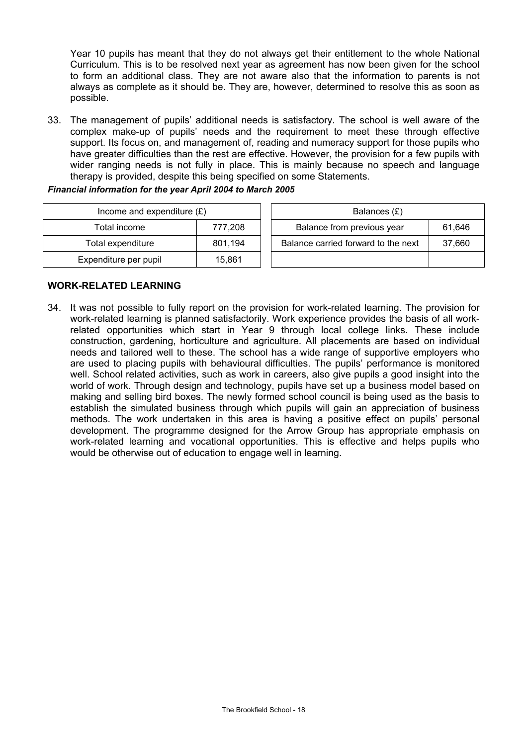Year 10 pupils has meant that they do not always get their entitlement to the whole National Curriculum. This is to be resolved next year as agreement has now been given for the school to form an additional class. They are not aware also that the information to parents is not always as complete as it should be. They are, however, determined to resolve this as soon as possible.

33. The management of pupils' additional needs is satisfactory. The school is well aware of the complex make-up of pupils' needs and the requirement to meet these through effective support. Its focus on, and management of, reading and numeracy support for those pupils who have greater difficulties than the rest are effective. However, the provision for a few pupils with wider ranging needs is not fully in place. This is mainly because no speech and language therapy is provided, despite this being specified on some Statements.

***Financial information for the year April 2004 to March 2005***

| Income and expenditure (£) | |
|---|---|
| Total income | 777,208 |
| Total expenditure | 801,194 |
| Expenditure per pupil | 15,861 |

| Balances (£) | |
|---|---|
| Balance from previous year | 61,646 |
| Balance carried forward to the next | 37,660 |

## WORK-RELATED LEARNING

34. It was not possible to fully report on the provision for work-related learning. The provision for work-related learning is planned satisfactorily. Work experience provides the basis of all work-related opportunities which start in Year 9 through local college links. These include construction, gardening, horticulture and agriculture. All placements are based on individual needs and tailored well to these. The school has a wide range of supportive employers who are used to placing pupils with behavioural difficulties. The pupils' performance is monitored well. School related activities, such as work in careers, also give pupils a good insight into the world of work. Through design and technology, pupils have set up a business model based on making and selling bird boxes. The newly formed school council is being used as the basis to establish the simulated business through which pupils will gain an appreciation of business methods. The work undertaken in this area is having a positive effect on pupils' personal development. The programme designed for the Arrow Group has appropriate emphasis on work-related learning and vocational opportunities. This is effective and helps pupils who would be otherwise out of education to engage well in learning.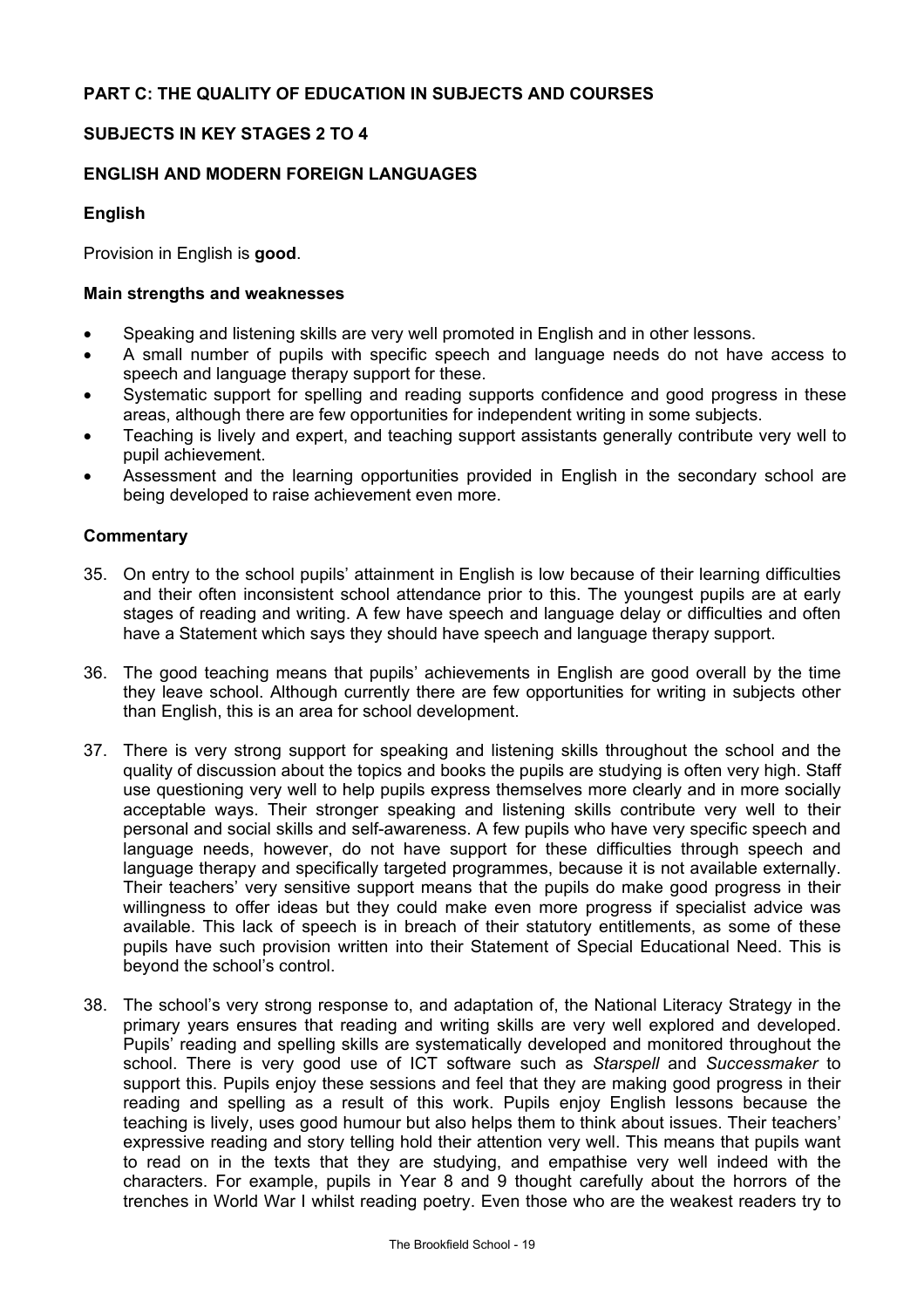## PART C: THE QUALITY OF EDUCATION IN SUBJECTS AND COURSES

### SUBJECTS IN KEY STAGES 2 TO 4

### ENGLISH AND MODERN FOREIGN LANGUAGES

#### English

Provision in English is **good**.

#### Main strengths and weaknesses

- Speaking and listening skills are very well promoted in English and in other lessons.
- A small number of pupils with specific speech and language needs do not have access to speech and language therapy support for these.
- Systematic support for spelling and reading supports confidence and good progress in these areas, although there are few opportunities for independent writing in some subjects.
- Teaching is lively and expert, and teaching support assistants generally contribute very well to pupil achievement.
- Assessment and the learning opportunities provided in English in the secondary school are being developed to raise achievement even more.

#### Commentary

35. On entry to the school pupils' attainment in English is low because of their learning difficulties and their often inconsistent school attendance prior to this. The youngest pupils are at early stages of reading and writing. A few have speech and language delay or difficulties and often have a Statement which says they should have speech and language therapy support.

36. The good teaching means that pupils' achievements in English are good overall by the time they leave school. Although currently there are few opportunities for writing in subjects other than English, this is an area for school development.

37. There is very strong support for speaking and listening skills throughout the school and the quality of discussion about the topics and books the pupils are studying is often very high. Staff use questioning very well to help pupils express themselves more clearly and in more socially acceptable ways. Their stronger speaking and listening skills contribute very well to their personal and social skills and self-awareness. A few pupils who have very specific speech and language needs, however, do not have support for these difficulties through speech and language therapy and specifically targeted programmes, because it is not available externally. Their teachers' very sensitive support means that the pupils do make good progress in their willingness to offer ideas but they could make even more progress if specialist advice was available. This lack of speech is in breach of their statutory entitlements, as some of these pupils have such provision written into their Statement of Special Educational Need. This is beyond the school's control.

38. The school's very strong response to, and adaptation of, the National Literacy Strategy in the primary years ensures that reading and writing skills are very well explored and developed. Pupils' reading and spelling skills are systematically developed and monitored throughout the school. There is very good use of ICT software such as *Starspell* and *Successmaker* to support this. Pupils enjoy these sessions and feel that they are making good progress in their reading and spelling as a result of this work. Pupils enjoy English lessons because the teaching is lively, uses good humour but also helps them to think about issues. Their teachers' expressive reading and story telling hold their attention very well. This means that pupils want to read on in the texts that they are studying, and empathise very well indeed with the characters. For example, pupils in Year 8 and 9 thought carefully about the horrors of the trenches in World War I whilst reading poetry. Even those who are the weakest readers try to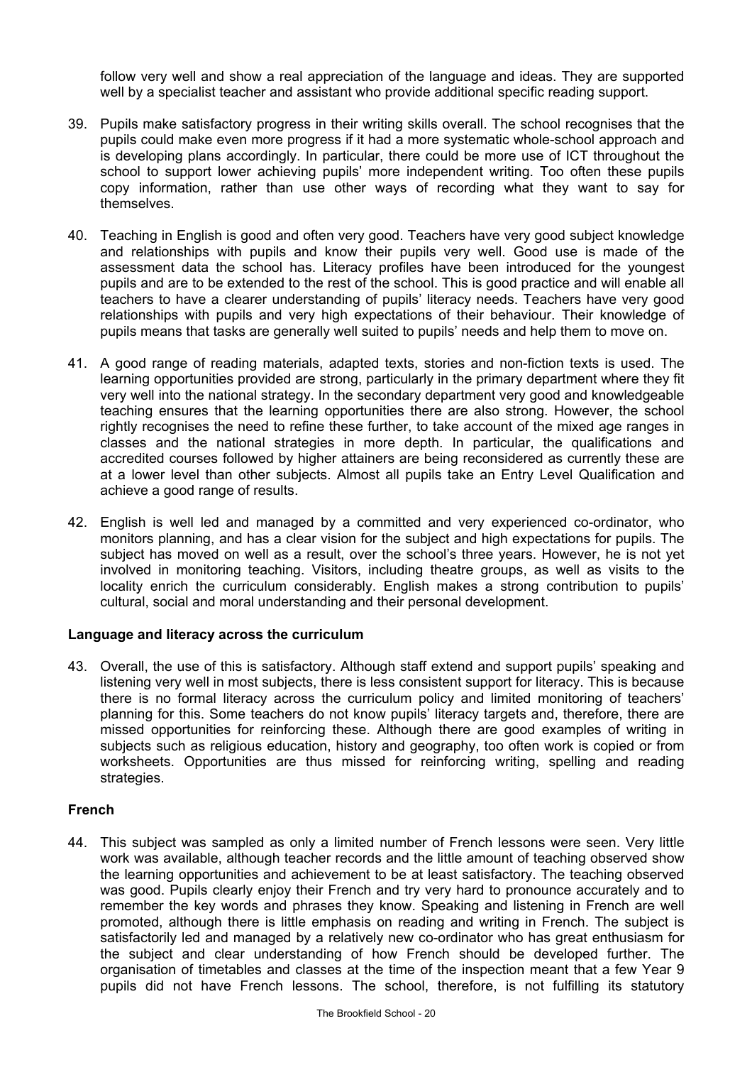follow very well and show a real appreciation of the language and ideas. They are supported well by a specialist teacher and assistant who provide additional specific reading support.

39. Pupils make satisfactory progress in their writing skills overall. The school recognises that the pupils could make even more progress if it had a more systematic whole-school approach and is developing plans accordingly. In particular, there could be more use of ICT throughout the school to support lower achieving pupils' more independent writing. Too often these pupils copy information, rather than use other ways of recording what they want to say for themselves.

40. Teaching in English is good and often very good. Teachers have very good subject knowledge and relationships with pupils and know their pupils very well. Good use is made of the assessment data the school has. Literacy profiles have been introduced for the youngest pupils and are to be extended to the rest of the school. This is good practice and will enable all teachers to have a clearer understanding of pupils' literacy needs. Teachers have very good relationships with pupils and very high expectations of their behaviour. Their knowledge of pupils means that tasks are generally well suited to pupils' needs and help them to move on.

41. A good range of reading materials, adapted texts, stories and non-fiction texts is used. The learning opportunities provided are strong, particularly in the primary department where they fit very well into the national strategy. In the secondary department very good and knowledgeable teaching ensures that the learning opportunities there are also strong. However, the school rightly recognises the need to refine these further, to take account of the mixed age ranges in classes and the national strategies in more depth. In particular, the qualifications and accredited courses followed by higher attainers are being reconsidered as currently these are at a lower level than other subjects. Almost all pupils take an Entry Level Qualification and achieve a good range of results.

42. English is well led and managed by a committed and very experienced co-ordinator, who monitors planning, and has a clear vision for the subject and high expectations for pupils. The subject has moved on well as a result, over the school's three years. However, he is not yet involved in monitoring teaching. Visitors, including theatre groups, as well as visits to the locality enrich the curriculum considerably. English makes a strong contribution to pupils' cultural, social and moral understanding and their personal development.

**Language and literacy across the curriculum**

43. Overall, the use of this is satisfactory. Although staff extend and support pupils' speaking and listening very well in most subjects, there is less consistent support for literacy. This is because there is no formal literacy across the curriculum policy and limited monitoring of teachers' planning for this. Some teachers do not know pupils' literacy targets and, therefore, there are missed opportunities for reinforcing these. Although there are good examples of writing in subjects such as religious education, history and geography, too often work is copied or from worksheets. Opportunities are thus missed for reinforcing writing, spelling and reading strategies.

**French**

44. This subject was sampled as only a limited number of French lessons were seen. Very little work was available, although teacher records and the little amount of teaching observed show the learning opportunities and achievement to be at least satisfactory. The teaching observed was good. Pupils clearly enjoy their French and try very hard to pronounce accurately and to remember the key words and phrases they know. Speaking and listening in French are well promoted, although there is little emphasis on reading and writing in French. The subject is satisfactorily led and managed by a relatively new co-ordinator who has great enthusiasm for the subject and clear understanding of how French should be developed further. The organisation of timetables and classes at the time of the inspection meant that a few Year 9 pupils did not have French lessons. The school, therefore, is not fulfilling its statutory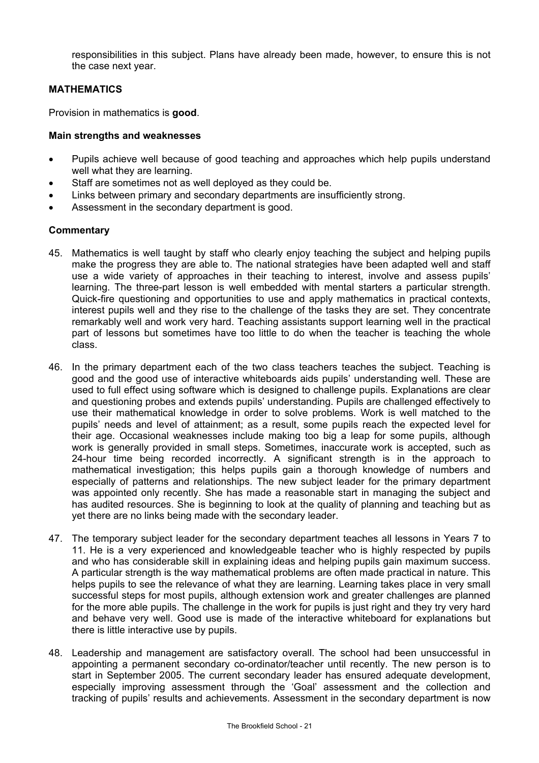responsibilities in this subject. Plans have already been made, however, to ensure this is not the case next year.

### MATHEMATICS

Provision in mathematics is **good**.

#### Main strengths and weaknesses

- Pupils achieve well because of good teaching and approaches which help pupils understand well what they are learning.
- Staff are sometimes not as well deployed as they could be.
- Links between primary and secondary departments are insufficiently strong.
- Assessment in the secondary department is good.

#### Commentary

45. Mathematics is well taught by staff who clearly enjoy teaching the subject and helping pupils make the progress they are able to. The national strategies have been adapted well and staff use a wide variety of approaches in their teaching to interest, involve and assess pupils' learning. The three-part lesson is well embedded with mental starters a particular strength. Quick-fire questioning and opportunities to use and apply mathematics in practical contexts, interest pupils well and they rise to the challenge of the tasks they are set. They concentrate remarkably well and work very hard. Teaching assistants support learning well in the practical part of lessons but sometimes have too little to do when the teacher is teaching the whole class.

46. In the primary department each of the two class teachers teaches the subject. Teaching is good and the good use of interactive whiteboards aids pupils' understanding well. These are used to full effect using software which is designed to challenge pupils. Explanations are clear and questioning probes and extends pupils' understanding. Pupils are challenged effectively to use their mathematical knowledge in order to solve problems. Work is well matched to the pupils' needs and level of attainment; as a result, some pupils reach the expected level for their age. Occasional weaknesses include making too big a leap for some pupils, although work is generally provided in small steps. Sometimes, inaccurate work is accepted, such as 24-hour time being recorded incorrectly. A significant strength is in the approach to mathematical investigation; this helps pupils gain a thorough knowledge of numbers and especially of patterns and relationships. The new subject leader for the primary department was appointed only recently. She has made a reasonable start in managing the subject and has audited resources. She is beginning to look at the quality of planning and teaching but as yet there are no links being made with the secondary leader.

47. The temporary subject leader for the secondary department teaches all lessons in Years 7 to 11. He is a very experienced and knowledgeable teacher who is highly respected by pupils and who has considerable skill in explaining ideas and helping pupils gain maximum success. A particular strength is the way mathematical problems are often made practical in nature. This helps pupils to see the relevance of what they are learning. Learning takes place in very small successful steps for most pupils, although extension work and greater challenges are planned for the more able pupils. The challenge in the work for pupils is just right and they try very hard and behave very well. Good use is made of the interactive whiteboard for explanations but there is little interactive use by pupils.

48. Leadership and management are satisfactory overall. The school had been unsuccessful in appointing a permanent secondary co-ordinator/teacher until recently. The new person is to start in September 2005. The current secondary leader has ensured adequate development, especially improving assessment through the 'Goal' assessment and the collection and tracking of pupils' results and achievements. Assessment in the secondary department is now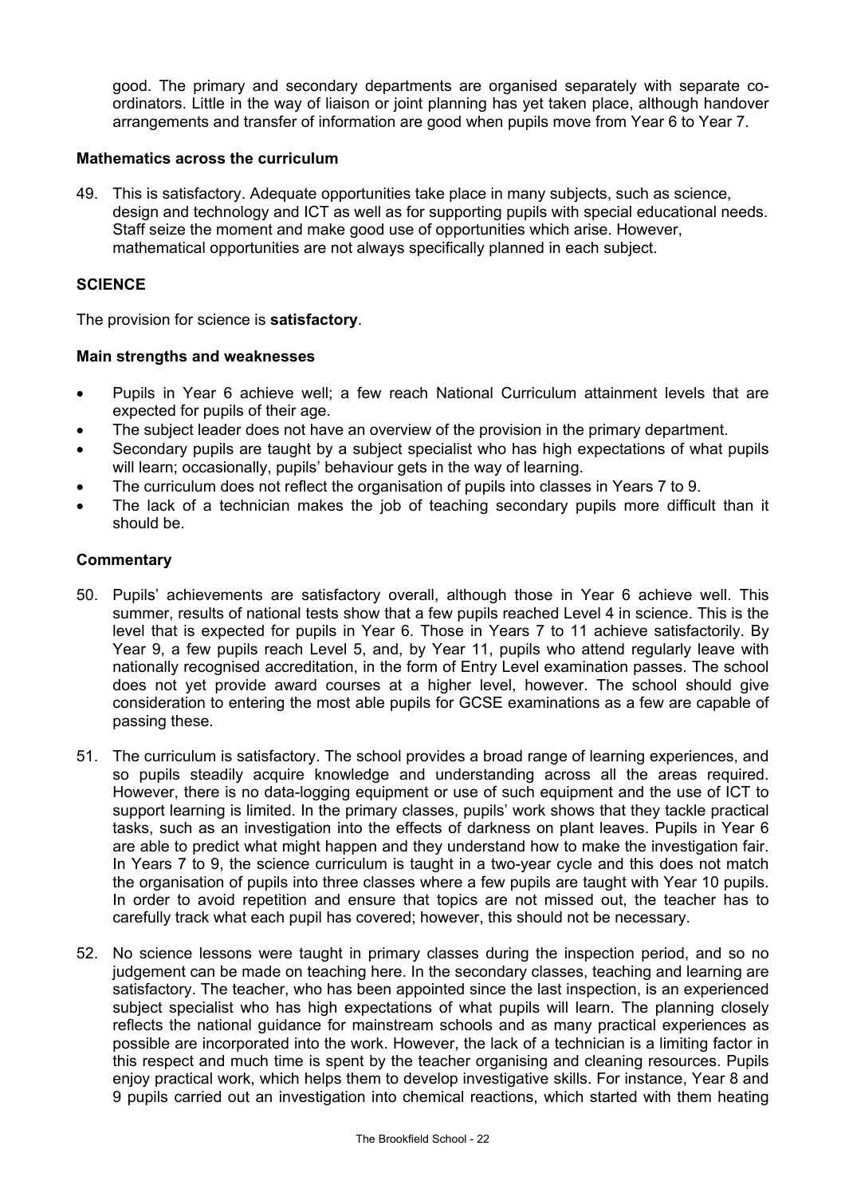good. The primary and secondary departments are organised separately with separate co-ordinators. Little in the way of liaison or joint planning has yet taken place, although handover arrangements and transfer of information are good when pupils move from Year 6 to Year 7.

### Mathematics across the curriculum

49. This is satisfactory. Adequate opportunities take place in many subjects, such as science, design and technology and ICT as well as for supporting pupils with special educational needs. Staff seize the moment and make good use of opportunities which arise. However, mathematical opportunities are not always specifically planned in each subject.

## SCIENCE

The provision for science is **satisfactory**.

### Main strengths and weaknesses

- Pupils in Year 6 achieve well; a few reach National Curriculum attainment levels that are expected for pupils of their age.
- The subject leader does not have an overview of the provision in the primary department.
- Secondary pupils are taught by a subject specialist who has high expectations of what pupils will learn; occasionally, pupils' behaviour gets in the way of learning.
- The curriculum does not reflect the organisation of pupils into classes in Years 7 to 9.
- The lack of a technician makes the job of teaching secondary pupils more difficult than it should be.

### Commentary

50. Pupils' achievements are satisfactory overall, although those in Year 6 achieve well. This summer, results of national tests show that a few pupils reached Level 4 in science. This is the level that is expected for pupils in Year 6. Those in Years 7 to 11 achieve satisfactorily. By Year 9, a few pupils reach Level 5, and, by Year 11, pupils who attend regularly leave with nationally recognised accreditation, in the form of Entry Level examination passes. The school does not yet provide award courses at a higher level, however. The school should give consideration to entering the most able pupils for GCSE examinations as a few are capable of passing these.

51. The curriculum is satisfactory. The school provides a broad range of learning experiences, and so pupils steadily acquire knowledge and understanding across all the areas required. However, there is no data-logging equipment or use of such equipment and the use of ICT to support learning is limited. In the primary classes, pupils' work shows that they tackle practical tasks, such as an investigation into the effects of darkness on plant leaves. Pupils in Year 6 are able to predict what might happen and they understand how to make the investigation fair. In Years 7 to 9, the science curriculum is taught in a two-year cycle and this does not match the organisation of pupils into three classes where a few pupils are taught with Year 10 pupils. In order to avoid repetition and ensure that topics are not missed out, the teacher has to carefully track what each pupil has covered; however, this should not be necessary.

52. No science lessons were taught in primary classes during the inspection period, and so no judgement can be made on teaching here. In the secondary classes, teaching and learning are satisfactory. The teacher, who has been appointed since the last inspection, is an experienced subject specialist who has high expectations of what pupils will learn. The planning closely reflects the national guidance for mainstream schools and as many practical experiences as possible are incorporated into the work. However, the lack of a technician is a limiting factor in this respect and much time is spent by the teacher organising and cleaning resources. Pupils enjoy practical work, which helps them to develop investigative skills. For instance, Year 8 and 9 pupils carried out an investigation into chemical reactions, which started with them heating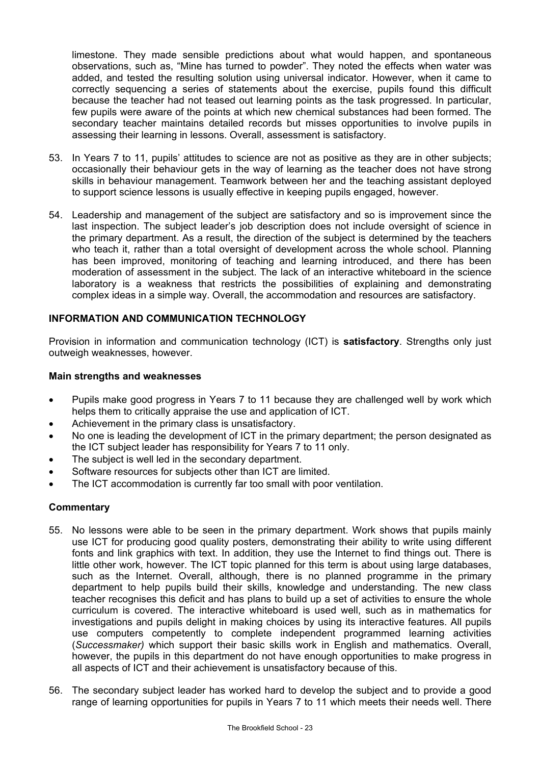limestone. They made sensible predictions about what would happen, and spontaneous observations, such as, "Mine has turned to powder". They noted the effects when water was added, and tested the resulting solution using universal indicator. However, when it came to correctly sequencing a series of statements about the exercise, pupils found this difficult because the teacher had not teased out learning points as the task progressed. In particular, few pupils were aware of the points at which new chemical substances had been formed. The secondary teacher maintains detailed records but misses opportunities to involve pupils in assessing their learning in lessons. Overall, assessment is satisfactory.

53. In Years 7 to 11, pupils' attitudes to science are not as positive as they are in other subjects; occasionally their behaviour gets in the way of learning as the teacher does not have strong skills in behaviour management. Teamwork between her and the teaching assistant deployed to support science lessons is usually effective in keeping pupils engaged, however.

54. Leadership and management of the subject are satisfactory and so is improvement since the last inspection. The subject leader's job description does not include oversight of science in the primary department. As a result, the direction of the subject is determined by the teachers who teach it, rather than a total oversight of development across the whole school. Planning has been improved, monitoring of teaching and learning introduced, and there has been moderation of assessment in the subject. The lack of an interactive whiteboard in the science laboratory is a weakness that restricts the possibilities of explaining and demonstrating complex ideas in a simple way. Overall, the accommodation and resources are satisfactory.

## INFORMATION AND COMMUNICATION TECHNOLOGY

Provision in information and communication technology (ICT) is **satisfactory**. Strengths only just outweigh weaknesses, however.

### Main strengths and weaknesses

- Pupils make good progress in Years 7 to 11 because they are challenged well by work which helps them to critically appraise the use and application of ICT.
- Achievement in the primary class is unsatisfactory.
- No one is leading the development of ICT in the primary department; the person designated as the ICT subject leader has responsibility for Years 7 to 11 only.
- The subject is well led in the secondary department.
- Software resources for subjects other than ICT are limited.
- The ICT accommodation is currently far too small with poor ventilation.

### Commentary

55. No lessons were able to be seen in the primary department. Work shows that pupils mainly use ICT for producing good quality posters, demonstrating their ability to write using different fonts and link graphics with text. In addition, they use the Internet to find things out. There is little other work, however. The ICT topic planned for this term is about using large databases, such as the Internet. Overall, although, there is no planned programme in the primary department to help pupils build their skills, knowledge and understanding. The new class teacher recognises this deficit and has plans to build up a set of activities to ensure the whole curriculum is covered. The interactive whiteboard is used well, such as in mathematics for investigations and pupils delight in making choices by using its interactive features. All pupils use computers competently to complete independent programmed learning activities (*Successmaker)* which support their basic skills work in English and mathematics. Overall, however, the pupils in this department do not have enough opportunities to make progress in all aspects of ICT and their achievement is unsatisfactory because of this.

56. The secondary subject leader has worked hard to develop the subject and to provide a good range of learning opportunities for pupils in Years 7 to 11 which meets their needs well. There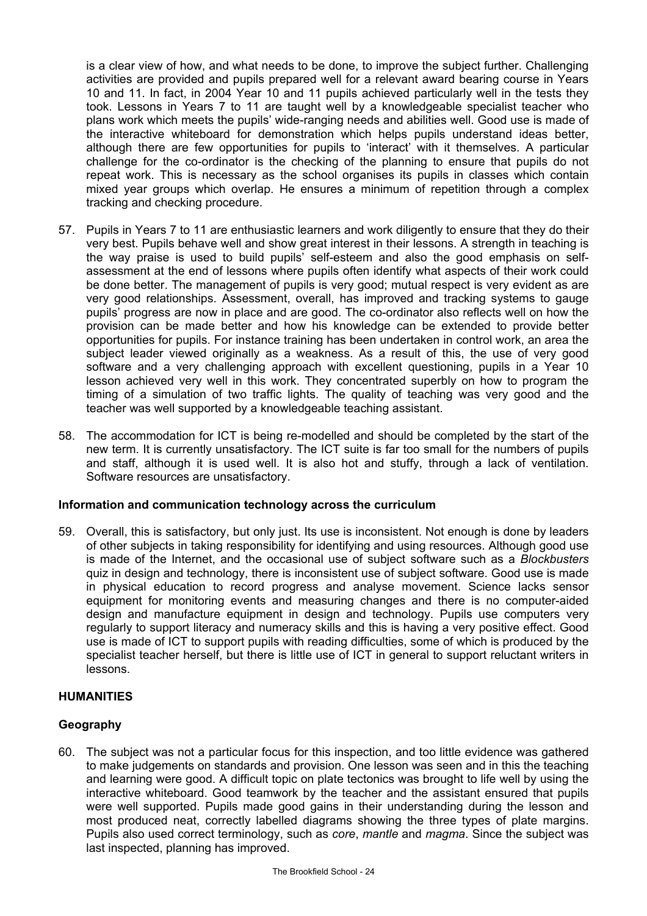is a clear view of how, and what needs to be done, to improve the subject further. Challenging activities are provided and pupils prepared well for a relevant award bearing course in Years 10 and 11. In fact, in 2004 Year 10 and 11 pupils achieved particularly well in the tests they took. Lessons in Years 7 to 11 are taught well by a knowledgeable specialist teacher who plans work which meets the pupils' wide-ranging needs and abilities well. Good use is made of the interactive whiteboard for demonstration which helps pupils understand ideas better, although there are few opportunities for pupils to 'interact' with it themselves. A particular challenge for the co-ordinator is the checking of the planning to ensure that pupils do not repeat work. This is necessary as the school organises its pupils in classes which contain mixed year groups which overlap. He ensures a minimum of repetition through a complex tracking and checking procedure.

57. Pupils in Years 7 to 11 are enthusiastic learners and work diligently to ensure that they do their very best. Pupils behave well and show great interest in their lessons. A strength in teaching is the way praise is used to build pupils' self-esteem and also the good emphasis on self-assessment at the end of lessons where pupils often identify what aspects of their work could be done better. The management of pupils is very good; mutual respect is very evident as are very good relationships. Assessment, overall, has improved and tracking systems to gauge pupils' progress are now in place and are good. The co-ordinator also reflects well on how the provision can be made better and how his knowledge can be extended to provide better opportunities for pupils. For instance training has been undertaken in control work, an area the subject leader viewed originally as a weakness. As a result of this, the use of very good software and a very challenging approach with excellent questioning, pupils in a Year 10 lesson achieved very well in this work. They concentrated superbly on how to program the timing of a simulation of two traffic lights. The quality of teaching was very good and the teacher was well supported by a knowledgeable teaching assistant.

58. The accommodation for ICT is being re-modelled and should be completed by the start of the new term. It is currently unsatisfactory. The ICT suite is far too small for the numbers of pupils and staff, although it is used well. It is also hot and stuffy, through a lack of ventilation. Software resources are unsatisfactory.

### Information and communication technology across the curriculum

59. Overall, this is satisfactory, but only just. Its use is inconsistent. Not enough is done by leaders of other subjects in taking responsibility for identifying and using resources. Although good use is made of the Internet, and the occasional use of subject software such as a *Blockbusters* quiz in design and technology, there is inconsistent use of subject software. Good use is made in physical education to record progress and analyse movement. Science lacks sensor equipment for monitoring events and measuring changes and there is no computer-aided design and manufacture equipment in design and technology. Pupils use computers very regularly to support literacy and numeracy skills and this is having a very positive effect. Good use is made of ICT to support pupils with reading difficulties, some of which is produced by the specialist teacher herself, but there is little use of ICT in general to support reluctant writers in lessons.

## HUMANITIES

### Geography

60. The subject was not a particular focus for this inspection, and too little evidence was gathered to make judgements on standards and provision. One lesson was seen and in this the teaching and learning were good. A difficult topic on plate tectonics was brought to life well by using the interactive whiteboard. Good teamwork by the teacher and the assistant ensured that pupils were well supported. Pupils made good gains in their understanding during the lesson and most produced neat, correctly labelled diagrams showing the three types of plate margins. Pupils also used correct terminology, such as *core*, *mantle* and *magma*. Since the subject was last inspected, planning has improved.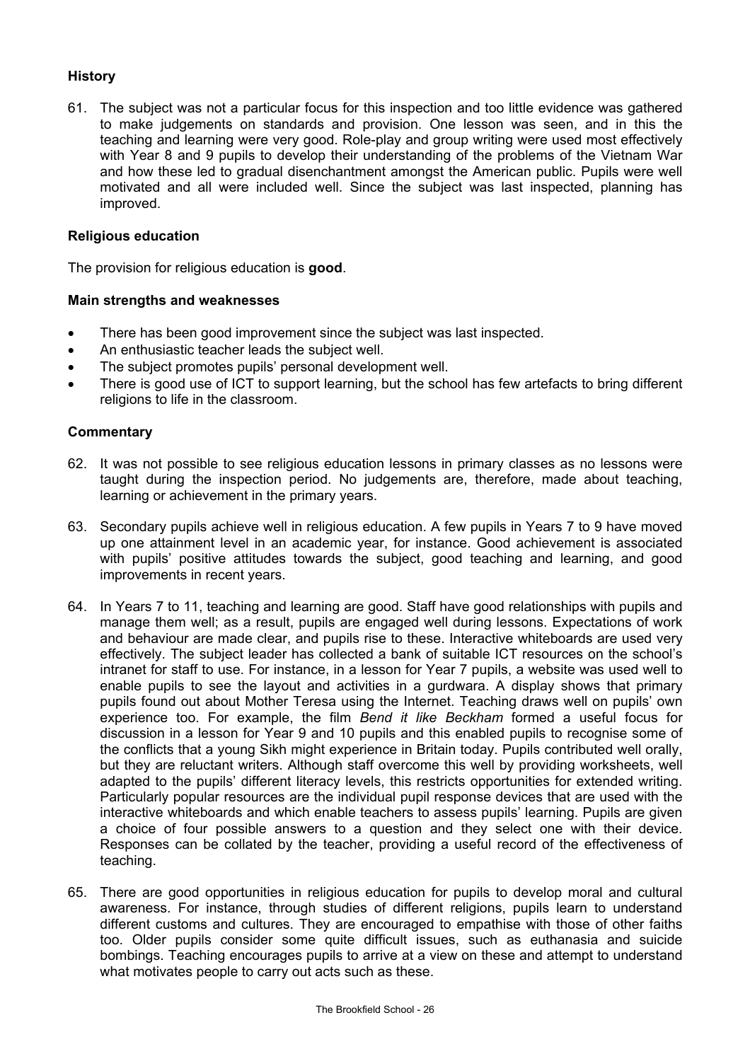### History

61. The subject was not a particular focus for this inspection and too little evidence was gathered to make judgements on standards and provision. One lesson was seen, and in this the teaching and learning were very good. Role-play and group writing were used most effectively with Year 8 and 9 pupils to develop their understanding of the problems of the Vietnam War and how these led to gradual disenchantment amongst the American public. Pupils were well motivated and all were included well. Since the subject was last inspected, planning has improved.

### Religious education

The provision for religious education is **good**.

#### Main strengths and weaknesses

- There has been good improvement since the subject was last inspected.
- An enthusiastic teacher leads the subject well.
- The subject promotes pupils' personal development well.
- There is good use of ICT to support learning, but the school has few artefacts to bring different religions to life in the classroom.

#### Commentary

62. It was not possible to see religious education lessons in primary classes as no lessons were taught during the inspection period. No judgements are, therefore, made about teaching, learning or achievement in the primary years.

63. Secondary pupils achieve well in religious education. A few pupils in Years 7 to 9 have moved up one attainment level in an academic year, for instance. Good achievement is associated with pupils' positive attitudes towards the subject, good teaching and learning, and good improvements in recent years.

64. In Years 7 to 11, teaching and learning are good. Staff have good relationships with pupils and manage them well; as a result, pupils are engaged well during lessons. Expectations of work and behaviour are made clear, and pupils rise to these. Interactive whiteboards are used very effectively. The subject leader has collected a bank of suitable ICT resources on the school's intranet for staff to use. For instance, in a lesson for Year 7 pupils, a website was used well to enable pupils to see the layout and activities in a gurdwara. A display shows that primary pupils found out about Mother Teresa using the Internet. Teaching draws well on pupils' own experience too. For example, the film *Bend it like Beckham* formed a useful focus for discussion in a lesson for Year 9 and 10 pupils and this enabled pupils to recognise some of the conflicts that a young Sikh might experience in Britain today. Pupils contributed well orally, but they are reluctant writers. Although staff overcome this well by providing worksheets, well adapted to the pupils' different literacy levels, this restricts opportunities for extended writing. Particularly popular resources are the individual pupil response devices that are used with the interactive whiteboards and which enable teachers to assess pupils' learning. Pupils are given a choice of four possible answers to a question and they select one with their device. Responses can be collated by the teacher, providing a useful record of the effectiveness of teaching.

65. There are good opportunities in religious education for pupils to develop moral and cultural awareness. For instance, through studies of different religions, pupils learn to understand different customs and cultures. They are encouraged to empathise with those of other faiths too. Older pupils consider some quite difficult issues, such as euthanasia and suicide bombings. Teaching encourages pupils to arrive at a view on these and attempt to understand what motivates people to carry out acts such as these.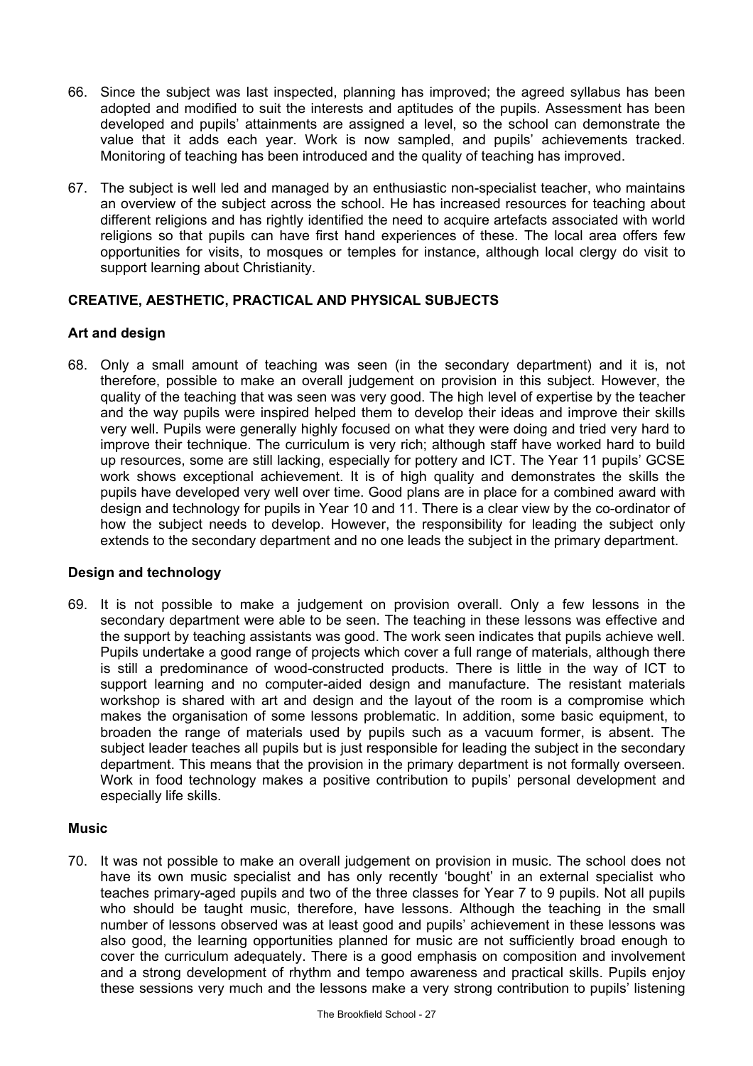66. Since the subject was last inspected, planning has improved; the agreed syllabus has been adopted and modified to suit the interests and aptitudes of the pupils. Assessment has been developed and pupils' attainments are assigned a level, so the school can demonstrate the value that it adds each year. Work is now sampled, and pupils' achievements tracked. Monitoring of teaching has been introduced and the quality of teaching has improved.

67. The subject is well led and managed by an enthusiastic non-specialist teacher, who maintains an overview of the subject across the school. He has increased resources for teaching about different religions and has rightly identified the need to acquire artefacts associated with world religions so that pupils can have first hand experiences of these. The local area offers few opportunities for visits, to mosques or temples for instance, although local clergy do visit to support learning about Christianity.

## CREATIVE, AESTHETIC, PRACTICAL AND PHYSICAL SUBJECTS

### Art and design

68. Only a small amount of teaching was seen (in the secondary department) and it is, not therefore, possible to make an overall judgement on provision in this subject. However, the quality of the teaching that was seen was very good. The high level of expertise by the teacher and the way pupils were inspired helped them to develop their ideas and improve their skills very well. Pupils were generally highly focused on what they were doing and tried very hard to improve their technique. The curriculum is very rich; although staff have worked hard to build up resources, some are still lacking, especially for pottery and ICT. The Year 11 pupils' GCSE work shows exceptional achievement. It is of high quality and demonstrates the skills the pupils have developed very well over time. Good plans are in place for a combined award with design and technology for pupils in Year 10 and 11. There is a clear view by the co-ordinator of how the subject needs to develop. However, the responsibility for leading the subject only extends to the secondary department and no one leads the subject in the primary department.

### Design and technology

69. It is not possible to make a judgement on provision overall. Only a few lessons in the secondary department were able to be seen. The teaching in these lessons was effective and the support by teaching assistants was good. The work seen indicates that pupils achieve well. Pupils undertake a good range of projects which cover a full range of materials, although there is still a predominance of wood-constructed products. There is little in the way of ICT to support learning and no computer-aided design and manufacture. The resistant materials workshop is shared with art and design and the layout of the room is a compromise which makes the organisation of some lessons problematic. In addition, some basic equipment, to broaden the range of materials used by pupils such as a vacuum former, is absent. The subject leader teaches all pupils but is just responsible for leading the subject in the secondary department. This means that the provision in the primary department is not formally overseen. Work in food technology makes a positive contribution to pupils' personal development and especially life skills.

### Music

70. It was not possible to make an overall judgement on provision in music. The school does not have its own music specialist and has only recently 'bought' in an external specialist who teaches primary-aged pupils and two of the three classes for Year 7 to 9 pupils. Not all pupils who should be taught music, therefore, have lessons. Although the teaching in the small number of lessons observed was at least good and pupils' achievement in these lessons was also good, the learning opportunities planned for music are not sufficiently broad enough to cover the curriculum adequately. There is a good emphasis on composition and involvement and a strong development of rhythm and tempo awareness and practical skills. Pupils enjoy these sessions very much and the lessons make a very strong contribution to pupils' listening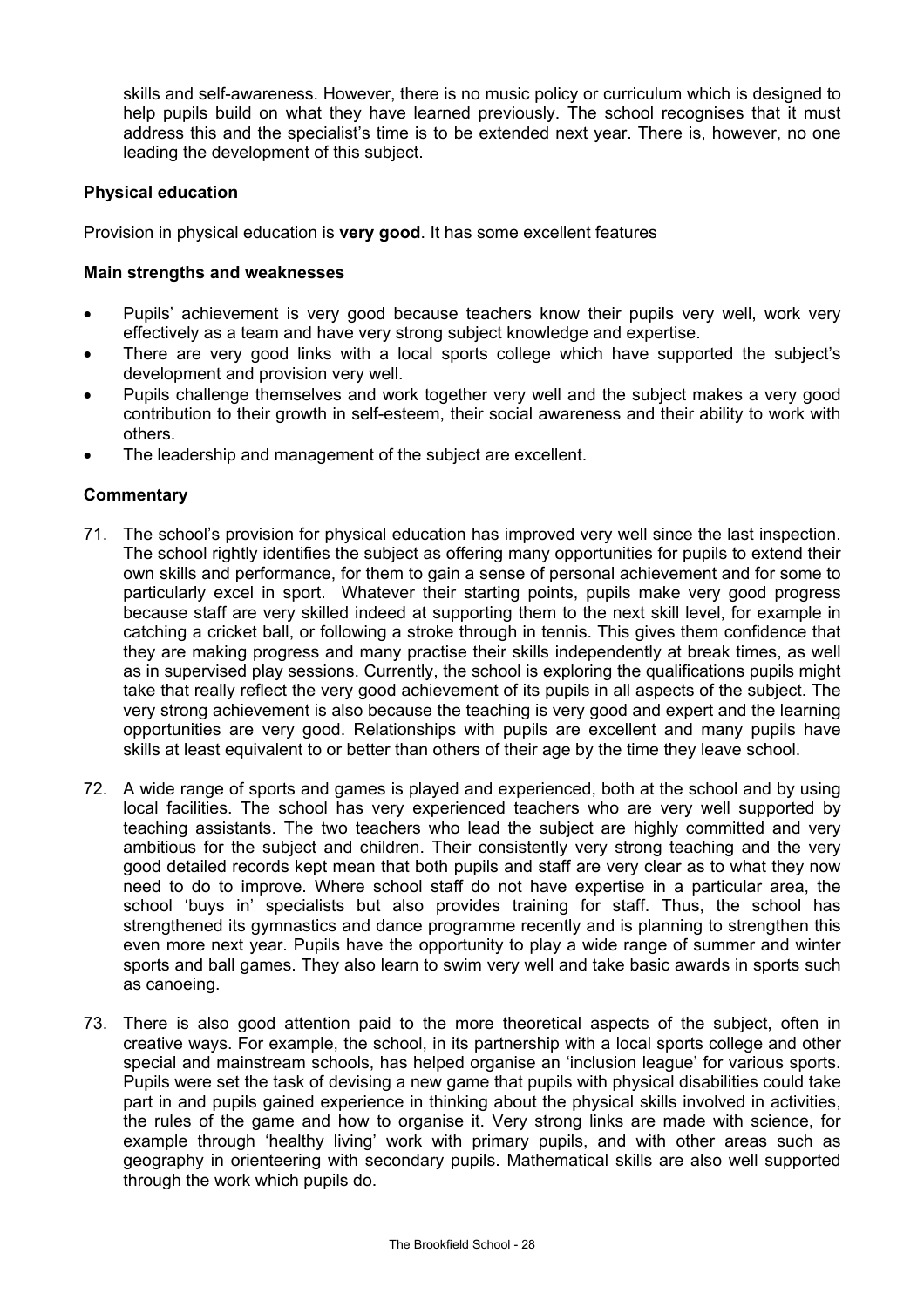skills and self-awareness. However, there is no music policy or curriculum which is designed to help pupils build on what they have learned previously. The school recognises that it must address this and the specialist's time is to be extended next year. There is, however, no one leading the development of this subject.

### Physical education

Provision in physical education is **very good**. It has some excellent features

#### Main strengths and weaknesses

- Pupils' achievement is very good because teachers know their pupils very well, work very effectively as a team and have very strong subject knowledge and expertise.
- There are very good links with a local sports college which have supported the subject's development and provision very well.
- Pupils challenge themselves and work together very well and the subject makes a very good contribution to their growth in self-esteem, their social awareness and their ability to work with others.
- The leadership and management of the subject are excellent.

#### Commentary

71. The school's provision for physical education has improved very well since the last inspection. The school rightly identifies the subject as offering many opportunities for pupils to extend their own skills and performance, for them to gain a sense of personal achievement and for some to particularly excel in sport. Whatever their starting points, pupils make very good progress because staff are very skilled indeed at supporting them to the next skill level, for example in catching a cricket ball, or following a stroke through in tennis. This gives them confidence that they are making progress and many practise their skills independently at break times, as well as in supervised play sessions. Currently, the school is exploring the qualifications pupils might take that really reflect the very good achievement of its pupils in all aspects of the subject. The very strong achievement is also because the teaching is very good and expert and the learning opportunities are very good. Relationships with pupils are excellent and many pupils have skills at least equivalent to or better than others of their age by the time they leave school.

72. A wide range of sports and games is played and experienced, both at the school and by using local facilities. The school has very experienced teachers who are very well supported by teaching assistants. The two teachers who lead the subject are highly committed and very ambitious for the subject and children. Their consistently very strong teaching and the very good detailed records kept mean that both pupils and staff are very clear as to what they now need to do to improve. Where school staff do not have expertise in a particular area, the school 'buys in' specialists but also provides training for staff. Thus, the school has strengthened its gymnastics and dance programme recently and is planning to strengthen this even more next year. Pupils have the opportunity to play a wide range of summer and winter sports and ball games. They also learn to swim very well and take basic awards in sports such as canoeing.

73. There is also good attention paid to the more theoretical aspects of the subject, often in creative ways. For example, the school, in its partnership with a local sports college and other special and mainstream schools, has helped organise an 'inclusion league' for various sports. Pupils were set the task of devising a new game that pupils with physical disabilities could take part in and pupils gained experience in thinking about the physical skills involved in activities, the rules of the game and how to organise it. Very strong links are made with science, for example through 'healthy living' work with primary pupils, and with other areas such as geography in orienteering with secondary pupils. Mathematical skills are also well supported through the work which pupils do.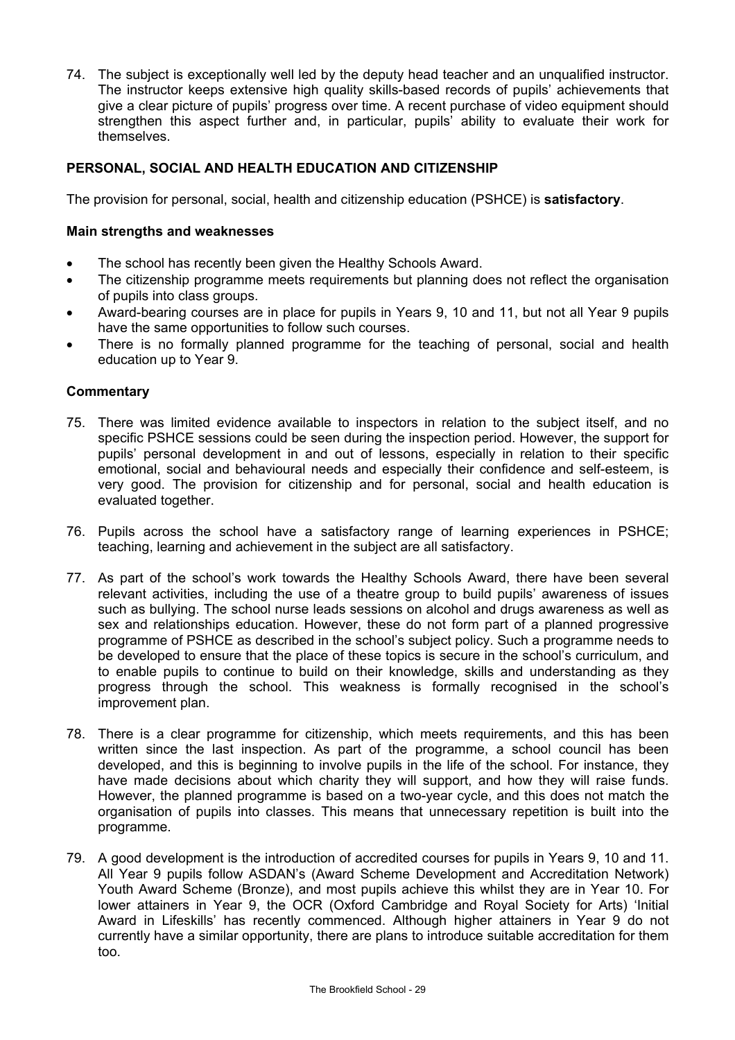74. The subject is exceptionally well led by the deputy head teacher and an unqualified instructor. The instructor keeps extensive high quality skills-based records of pupils' achievements that give a clear picture of pupils' progress over time. A recent purchase of video equipment should strengthen this aspect further and, in particular, pupils' ability to evaluate their work for themselves.

## PERSONAL, SOCIAL AND HEALTH EDUCATION AND CITIZENSHIP

The provision for personal, social, health and citizenship education (PSHCE) is **satisfactory**.

### Main strengths and weaknesses

- The school has recently been given the Healthy Schools Award.
- The citizenship programme meets requirements but planning does not reflect the organisation of pupils into class groups.
- Award-bearing courses are in place for pupils in Years 9, 10 and 11, but not all Year 9 pupils have the same opportunities to follow such courses.
- There is no formally planned programme for the teaching of personal, social and health education up to Year 9.

### Commentary

75. There was limited evidence available to inspectors in relation to the subject itself, and no specific PSHCE sessions could be seen during the inspection period. However, the support for pupils' personal development in and out of lessons, especially in relation to their specific emotional, social and behavioural needs and especially their confidence and self-esteem, is very good. The provision for citizenship and for personal, social and health education is evaluated together.

76. Pupils across the school have a satisfactory range of learning experiences in PSHCE; teaching, learning and achievement in the subject are all satisfactory.

77. As part of the school's work towards the Healthy Schools Award, there have been several relevant activities, including the use of a theatre group to build pupils' awareness of issues such as bullying. The school nurse leads sessions on alcohol and drugs awareness as well as sex and relationships education. However, these do not form part of a planned progressive programme of PSHCE as described in the school's subject policy. Such a programme needs to be developed to ensure that the place of these topics is secure in the school's curriculum, and to enable pupils to continue to build on their knowledge, skills and understanding as they progress through the school. This weakness is formally recognised in the school's improvement plan.

78. There is a clear programme for citizenship, which meets requirements, and this has been written since the last inspection. As part of the programme, a school council has been developed, and this is beginning to involve pupils in the life of the school. For instance, they have made decisions about which charity they will support, and how they will raise funds. However, the planned programme is based on a two-year cycle, and this does not match the organisation of pupils into classes. This means that unnecessary repetition is built into the programme.

79. A good development is the introduction of accredited courses for pupils in Years 9, 10 and 11. All Year 9 pupils follow ASDAN's (Award Scheme Development and Accreditation Network) Youth Award Scheme (Bronze), and most pupils achieve this whilst they are in Year 10. For lower attainers in Year 9, the OCR (Oxford Cambridge and Royal Society for Arts) 'Initial Award in Lifeskills' has recently commenced. Although higher attainers in Year 9 do not currently have a similar opportunity, there are plans to introduce suitable accreditation for them too.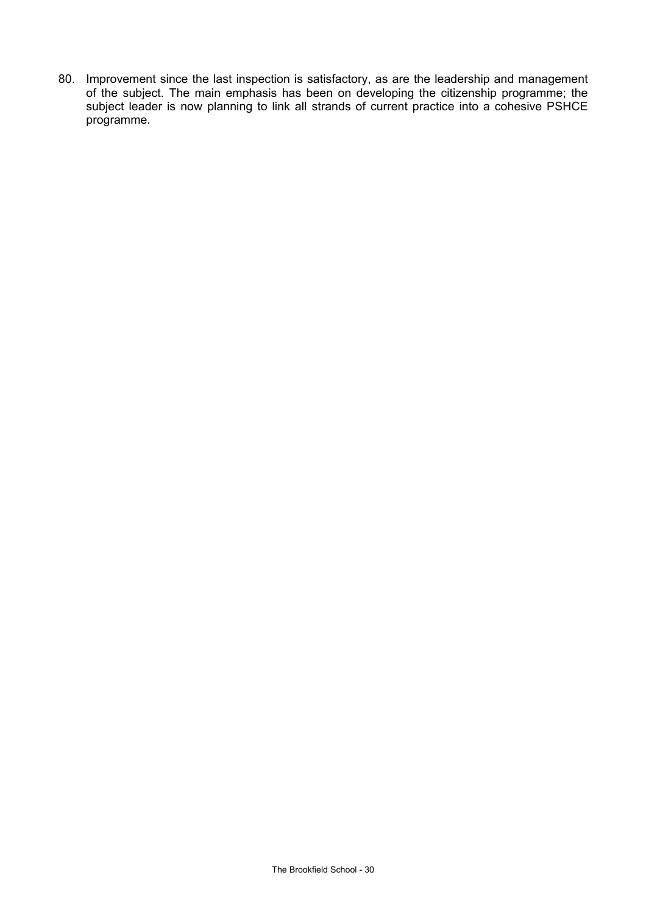80. Improvement since the last inspection is satisfactory, as are the leadership and management of the subject. The main emphasis has been on developing the citizenship programme; the subject leader is now planning to link all strands of current practice into a cohesive PSHCE programme.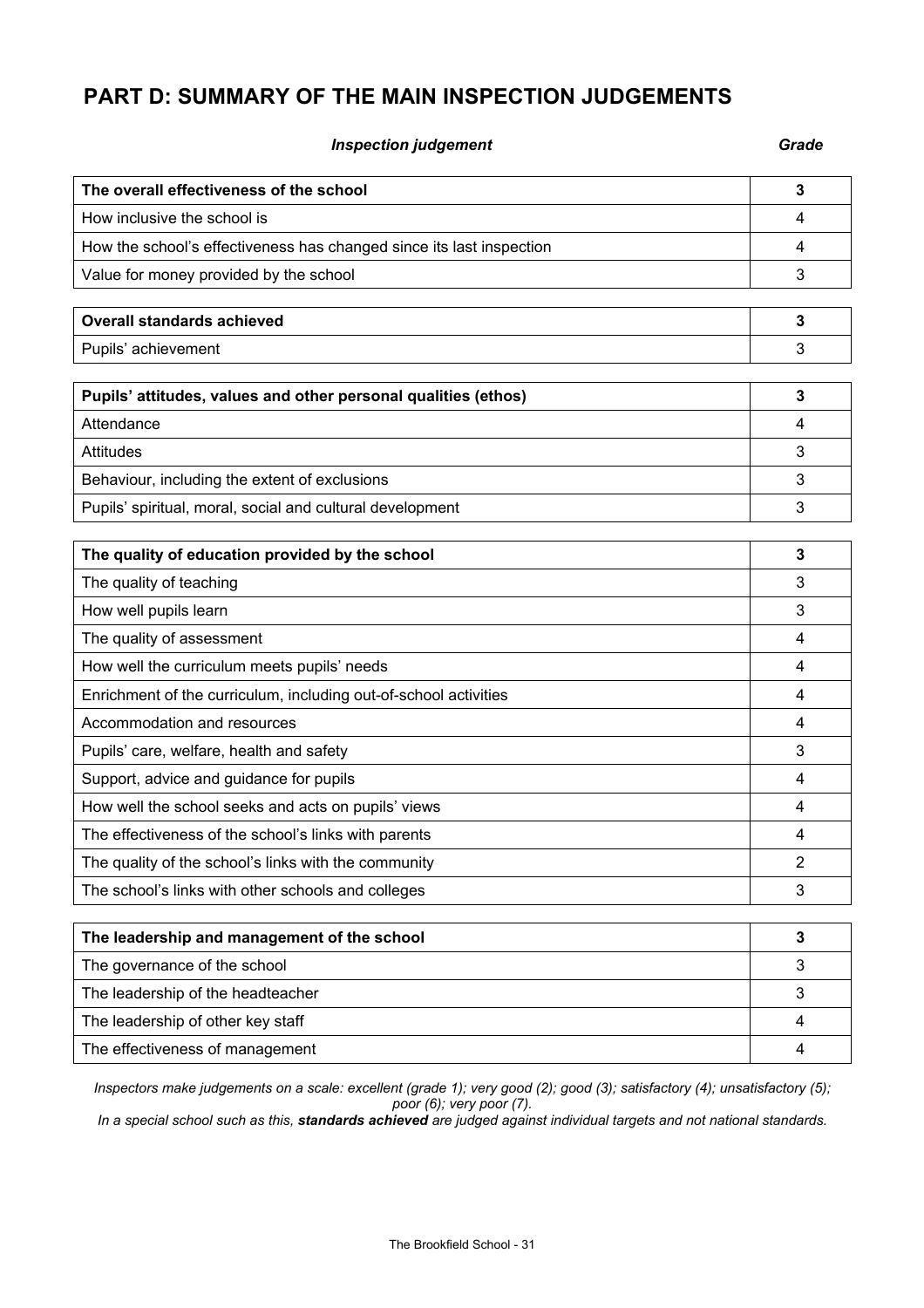# PART D: SUMMARY OF THE MAIN INSPECTION JUDGEMENTS

| *Inspection judgement* | *Grade* |
|---|---|
| **The overall effectiveness of the school** | **3** |
| How inclusive the school is | 4 |
| How the school's effectiveness has changed since its last inspection | 4 |
| Value for money provided by the school | 3 |
| | |
| **Overall standards achieved** | **3** |
| Pupils' achievement | 3 |
| | |
| **Pupils' attitudes, values and other personal qualities (ethos)** | **3** |
| Attendance | 4 |
| Attitudes | 3 |
| Behaviour, including the extent of exclusions | 3 |
| Pupils' spiritual, moral, social and cultural development | 3 |
| | |
| **The quality of education provided by the school** | **3** |
| The quality of teaching | 3 |
| How well pupils learn | 3 |
| The quality of assessment | 4 |
| How well the curriculum meets pupils' needs | 4 |
| Enrichment of the curriculum, including out-of-school activities | 4 |
| Accommodation and resources | 4 |
| Pupils' care, welfare, health and safety | 3 |
| Support, advice and guidance for pupils | 4 |
| How well the school seeks and acts on pupils' views | 4 |
| The effectiveness of the school's links with parents | 4 |
| The quality of the school's links with the community | 2 |
| The school's links with other schools and colleges | 3 |
| | |
| **The leadership and management of the school** | **3** |
| The governance of the school | 3 |
| The leadership of the headteacher | 3 |
| The leadership of other key staff | 4 |
| The effectiveness of management | 4 |

*Inspectors make judgements on a scale: excellent (grade 1); very good (2); good (3); satisfactory (4); unsatisfactory (5); poor (6); very poor (7).*

*In a special school such as this,* ***standards achieved*** *are judged against individual targets and not national standards.*